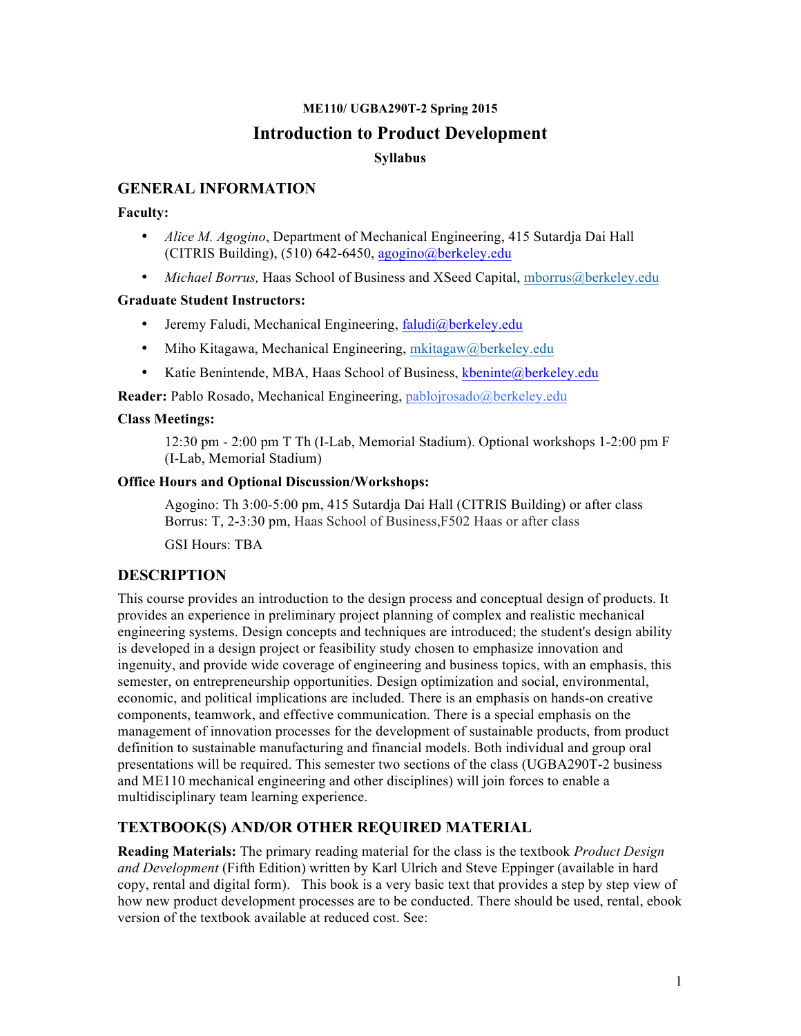**ME110/ UGBA290T-2 Spring 2015**

# Introduction to Product Development

**Syllabus**

## GENERAL INFORMATION

**Faculty:**

- *Alice M. Agogino*, Department of Mechanical Engineering, 415 Sutardja Dai Hall (CITRIS Building), (510) 642-6450, agogino@berkeley.edu
- *Michael Borrus,* Haas School of Business and XSeed Capital, mborrus@berkeley.edu

**Graduate Student Instructors:**

- Jeremy Faludi, Mechanical Engineering, faludi@berkeley.edu
- Miho Kitagawa, Mechanical Engineering, mkitagaw@berkeley.edu
- Katie Benintende, MBA, Haas School of Business, kbeninte@berkeley.edu

**Reader:** Pablo Rosado, Mechanical Engineering, pablojrosado@berkeley.edu

**Class Meetings:**

12:30 pm - 2:00 pm T Th (I-Lab, Memorial Stadium). Optional workshops 1-2:00 pm F (I-Lab, Memorial Stadium)

**Office Hours and Optional Discussion/Workshops:**

Agogino: Th 3:00-5:00 pm, 415 Sutardja Dai Hall (CITRIS Building) or after class
Borrus: T, 2-3:30 pm, Haas School of Business,F502 Haas or after class

GSI Hours: TBA

## DESCRIPTION

This course provides an introduction to the design process and conceptual design of products. It provides an experience in preliminary project planning of complex and realistic mechanical engineering systems. Design concepts and techniques are introduced; the student's design ability is developed in a design project or feasibility study chosen to emphasize innovation and ingenuity, and provide wide coverage of engineering and business topics, with an emphasis, this semester, on entrepreneurship opportunities. Design optimization and social, environmental, economic, and political implications are included. There is an emphasis on hands-on creative components, teamwork, and effective communication. There is a special emphasis on the management of innovation processes for the development of sustainable products, from product definition to sustainable manufacturing and financial models. Both individual and group oral presentations will be required. This semester two sections of the class (UGBA290T-2 business and ME110 mechanical engineering and other disciplines) will join forces to enable a multidisciplinary team learning experience.

## TEXTBOOK(S) AND/OR OTHER REQUIRED MATERIAL

**Reading Materials:** The primary reading material for the class is the textbook *Product Design and Development* (Fifth Edition) written by Karl Ulrich and Steve Eppinger (available in hard copy, rental and digital form). This book is a very basic text that provides a step by step view of how new product development processes are to be conducted. There should be used, rental, ebook version of the textbook available at reduced cost. See: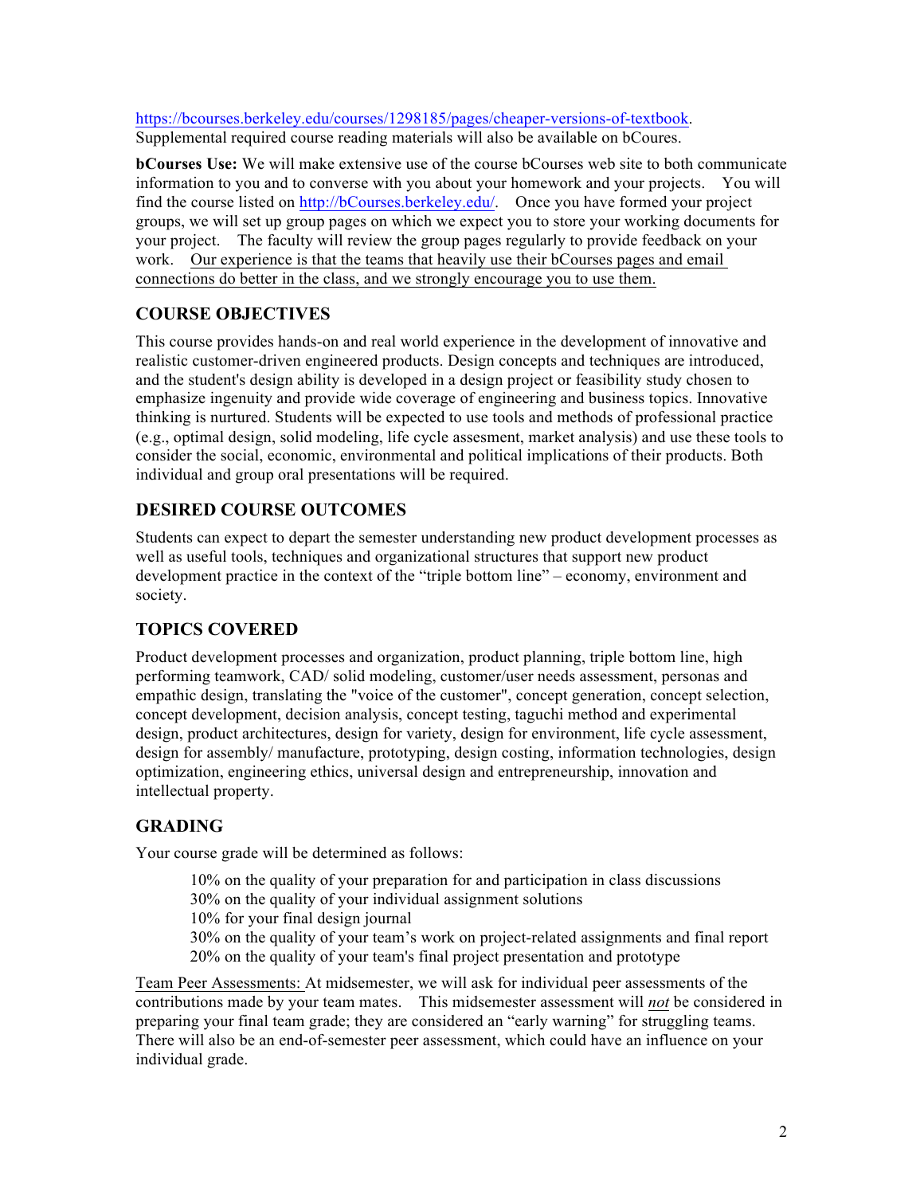https://bcourses.berkeley.edu/courses/1298185/pages/cheaper-versions-of-textbook.
Supplemental required course reading materials will also be available on bCoures.

**bCourses Use:** We will make extensive use of the course bCourses web site to both communicate information to you and to converse with you about your homework and your projects. You will find the course listed on http://bCourses.berkeley.edu/. Once you have formed your project groups, we will set up group pages on which we expect you to store your working documents for your project. The faculty will review the group pages regularly to provide feedback on your work. Our experience is that the teams that heavily use their bCourses pages and email connections do better in the class, and we strongly encourage you to use them.

## COURSE OBJECTIVES

This course provides hands-on and real world experience in the development of innovative and realistic customer-driven engineered products. Design concepts and techniques are introduced, and the student's design ability is developed in a design project or feasibility study chosen to emphasize ingenuity and provide wide coverage of engineering and business topics. Innovative thinking is nurtured. Students will be expected to use tools and methods of professional practice (e.g., optimal design, solid modeling, life cycle assesment, market analysis) and use these tools to consider the social, economic, environmental and political implications of their products. Both individual and group oral presentations will be required.

## DESIRED COURSE OUTCOMES

Students can expect to depart the semester understanding new product development processes as well as useful tools, techniques and organizational structures that support new product development practice in the context of the "triple bottom line" – economy, environment and society.

## TOPICS COVERED

Product development processes and organization, product planning, triple bottom line, high performing teamwork, CAD/ solid modeling, customer/user needs assessment, personas and empathic design, translating the "voice of the customer", concept generation, concept selection, concept development, decision analysis, concept testing, taguchi method and experimental design, product architectures, design for variety, design for environment, life cycle assessment, design for assembly/ manufacture, prototyping, design costing, information technologies, design optimization, engineering ethics, universal design and entrepreneurship, innovation and intellectual property.

## GRADING

Your course grade will be determined as follows:

- 10% on the quality of your preparation for and participation in class discussions
- 30% on the quality of your individual assignment solutions
- 10% for your final design journal
- 30% on the quality of your team's work on project-related assignments and final report
- 20% on the quality of your team's final project presentation and prototype

Team Peer Assessments: At midsemester, we will ask for individual peer assessments of the contributions made by your team mates. This midsemester assessment will ***not*** be considered in preparing your final team grade; they are considered an "early warning" for struggling teams. There will also be an end-of-semester peer assessment, which could have an influence on your individual grade.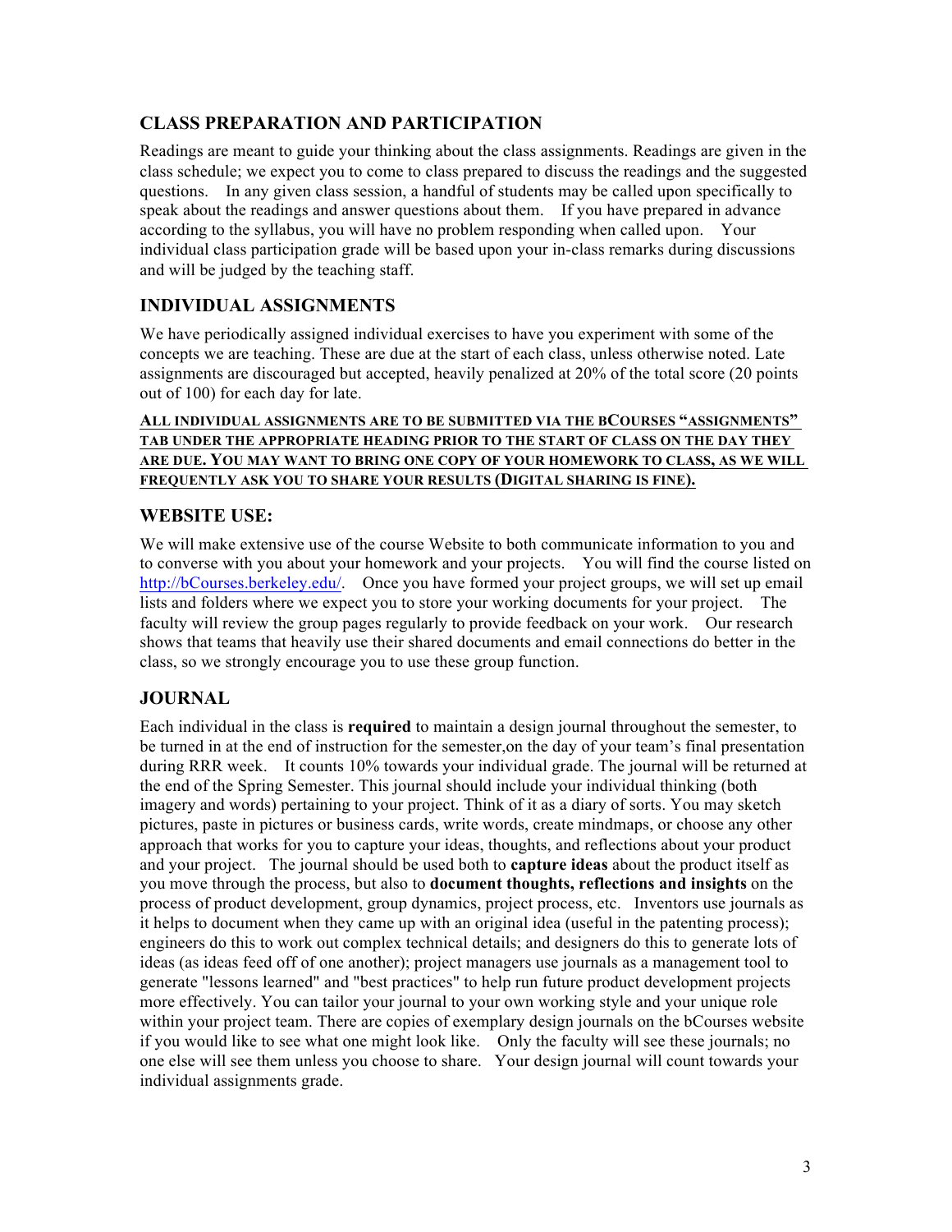## CLASS PREPARATION AND PARTICIPATION

Readings are meant to guide your thinking about the class assignments. Readings are given in the class schedule; we expect you to come to class prepared to discuss the readings and the suggested questions. In any given class session, a handful of students may be called upon specifically to speak about the readings and answer questions about them. If you have prepared in advance according to the syllabus, you will have no problem responding when called upon. Your individual class participation grade will be based upon your in-class remarks during discussions and will be judged by the teaching staff.

## INDIVIDUAL ASSIGNMENTS

We have periodically assigned individual exercises to have you experiment with some of the concepts we are teaching. These are due at the start of each class, unless otherwise noted. Late assignments are discouraged but accepted, heavily penalized at 20% of the total score (20 points out of 100) for each day for late.

**ALL INDIVIDUAL ASSIGNMENTS ARE TO BE SUBMITTED VIA THE BCOURSES "ASSIGNMENTS" TAB UNDER THE APPROPRIATE HEADING PRIOR TO THE START OF CLASS ON THE DAY THEY ARE DUE. YOU MAY WANT TO BRING ONE COPY OF YOUR HOMEWORK TO CLASS, AS WE WILL FREQUENTLY ASK YOU TO SHARE YOUR RESULTS (DIGITAL SHARING IS FINE).**

## WEBSITE USE:

We will make extensive use of the course Website to both communicate information to you and to converse with you about your homework and your projects. You will find the course listed on http://bCourses.berkeley.edu/. Once you have formed your project groups, we will set up email lists and folders where we expect you to store your working documents for your project. The faculty will review the group pages regularly to provide feedback on your work. Our research shows that teams that heavily use their shared documents and email connections do better in the class, so we strongly encourage you to use these group function.

## JOURNAL

Each individual in the class is **required** to maintain a design journal throughout the semester, to be turned in at the end of instruction for the semester,on the day of your team's final presentation during RRR week. It counts 10% towards your individual grade. The journal will be returned at the end of the Spring Semester. This journal should include your individual thinking (both imagery and words) pertaining to your project. Think of it as a diary of sorts. You may sketch pictures, paste in pictures or business cards, write words, create mindmaps, or choose any other approach that works for you to capture your ideas, thoughts, and reflections about your product and your project. The journal should be used both to **capture ideas** about the product itself as you move through the process, but also to **document thoughts, reflections and insights** on the process of product development, group dynamics, project process, etc. Inventors use journals as it helps to document when they came up with an original idea (useful in the patenting process); engineers do this to work out complex technical details; and designers do this to generate lots of ideas (as ideas feed off of one another); project managers use journals as a management tool to generate "lessons learned" and "best practices" to help run future product development projects more effectively. You can tailor your journal to your own working style and your unique role within your project team. There are copies of exemplary design journals on the bCourses website if you would like to see what one might look like. Only the faculty will see these journals; no one else will see them unless you choose to share. Your design journal will count towards your individual assignments grade.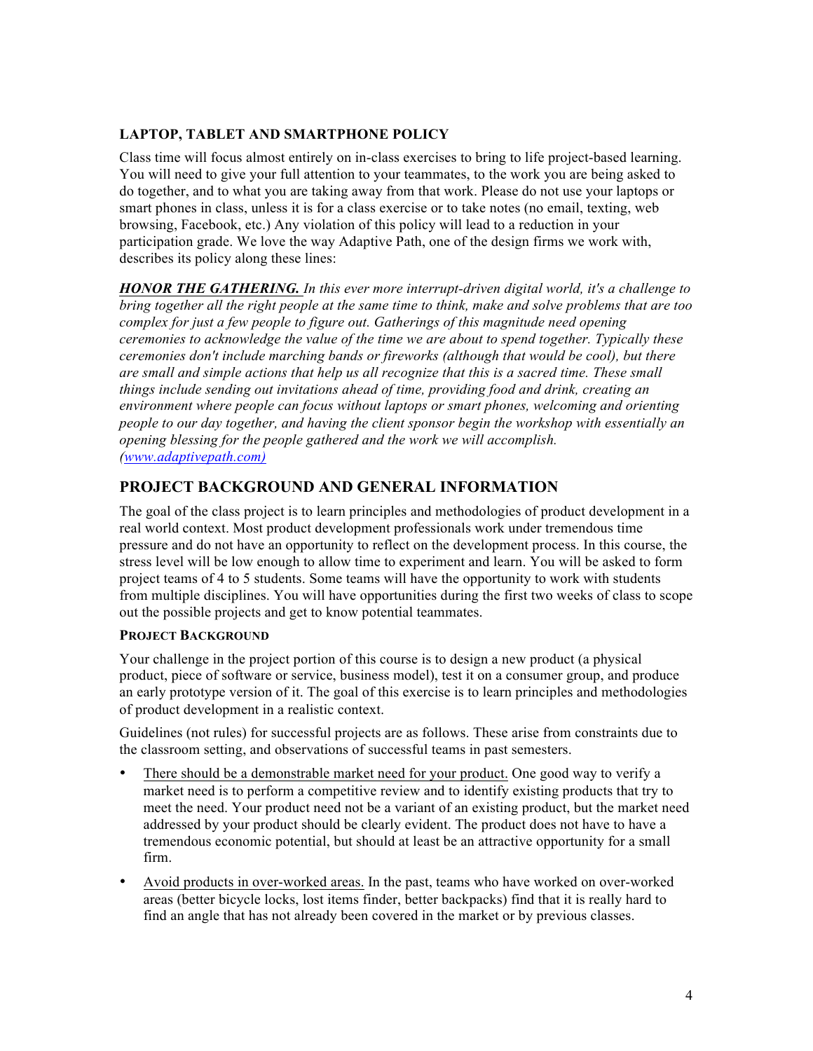### LAPTOP, TABLET AND SMARTPHONE POLICY

Class time will focus almost entirely on in-class exercises to bring to life project-based learning. You will need to give your full attention to your teammates, to the work you are being asked to do together, and to what you are taking away from that work. Please do not use your laptops or smart phones in class, unless it is for a class exercise or to take notes (no email, texting, web browsing, Facebook, etc.) Any violation of this policy will lead to a reduction in your participation grade. We love the way Adaptive Path, one of the design firms we work with, describes its policy along these lines:

***HONOR THE GATHERING.*** *In this ever more interrupt-driven digital world, it's a challenge to bring together all the right people at the same time to think, make and solve problems that are too complex for just a few people to figure out. Gatherings of this magnitude need opening ceremonies to acknowledge the value of the time we are about to spend together. Typically these ceremonies don't include marching bands or fireworks (although that would be cool), but there are small and simple actions that help us all recognize that this is a sacred time. These small things include sending out invitations ahead of time, providing food and drink, creating an environment where people can focus without laptops or smart phones, welcoming and orienting people to our day together, and having the client sponsor begin the workshop with essentially an opening blessing for the people gathered and the work we will accomplish. (www.adaptivepath.com)*

## PROJECT BACKGROUND AND GENERAL INFORMATION

The goal of the class project is to learn principles and methodologies of product development in a real world context. Most product development professionals work under tremendous time pressure and do not have an opportunity to reflect on the development process. In this course, the stress level will be low enough to allow time to experiment and learn. You will be asked to form project teams of 4 to 5 students. Some teams will have the opportunity to work with students from multiple disciplines. You will have opportunities during the first two weeks of class to scope out the possible projects and get to know potential teammates.

### PROJECT BACKGROUND

Your challenge in the project portion of this course is to design a new product (a physical product, piece of software or service, business model), test it on a consumer group, and produce an early prototype version of it. The goal of this exercise is to learn principles and methodologies of product development in a realistic context.

Guidelines (not rules) for successful projects are as follows. These arise from constraints due to the classroom setting, and observations of successful teams in past semesters.

- There should be a demonstrable market need for your product. One good way to verify a market need is to perform a competitive review and to identify existing products that try to meet the need. Your product need not be a variant of an existing product, but the market need addressed by your product should be clearly evident. The product does not have to have a tremendous economic potential, but should at least be an attractive opportunity for a small firm.
- Avoid products in over-worked areas. In the past, teams who have worked on over-worked areas (better bicycle locks, lost items finder, better backpacks) find that it is really hard to find an angle that has not already been covered in the market or by previous classes.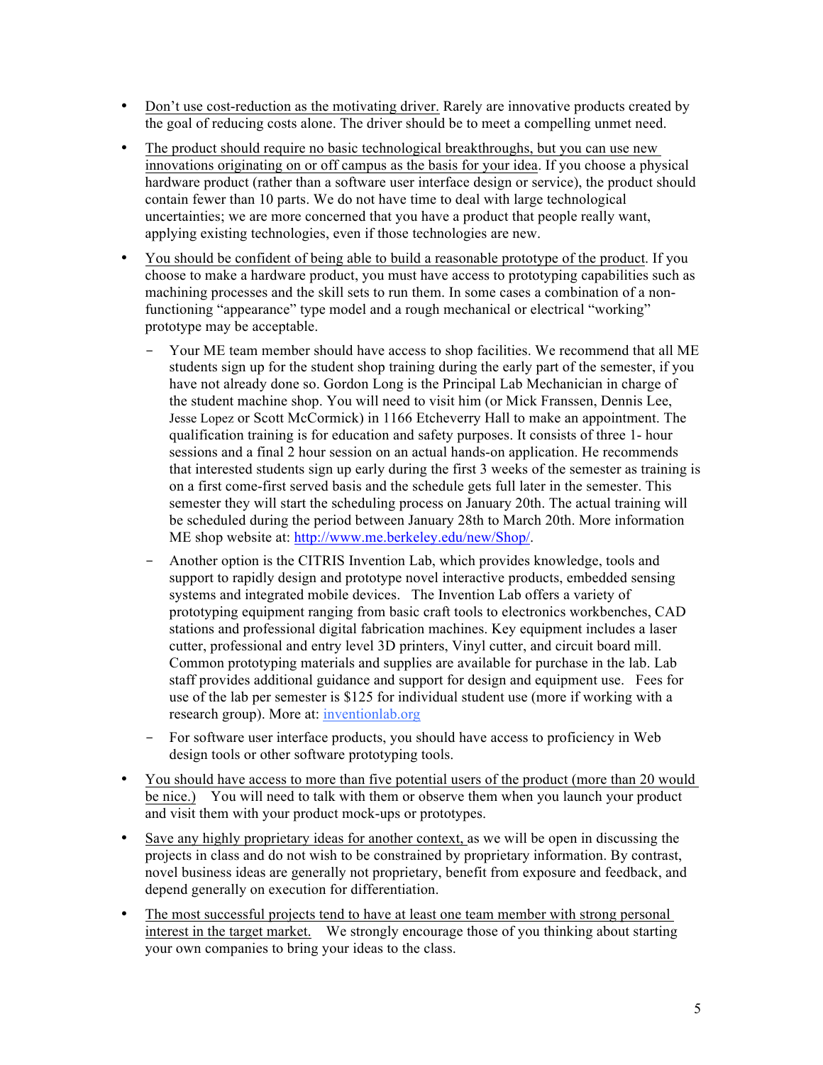- Don't use cost-reduction as the motivating driver. Rarely are innovative products created by the goal of reducing costs alone. The driver should be to meet a compelling unmet need.

- The product should require no basic technological breakthroughs, but you can use new innovations originating on or off campus as the basis for your idea. If you choose a physical hardware product (rather than a software user interface design or service), the product should contain fewer than 10 parts. We do not have time to deal with large technological uncertainties; we are more concerned that you have a product that people really want, applying existing technologies, even if those technologies are new.

- You should be confident of being able to build a reasonable prototype of the product. If you choose to make a hardware product, you must have access to prototyping capabilities such as machining processes and the skill sets to run them. In some cases a combination of a non-functioning "appearance" type model and a rough mechanical or electrical "working" prototype may be acceptable.

  - Your ME team member should have access to shop facilities. We recommend that all ME students sign up for the student shop training during the early part of the semester, if you have not already done so. Gordon Long is the Principal Lab Mechanician in charge of the student machine shop. You will need to visit him (or Mick Franssen, Dennis Lee, Jesse Lopez or Scott McCormick) in 1166 Etcheverry Hall to make an appointment. The qualification training is for education and safety purposes. It consists of three 1- hour sessions and a final 2 hour session on an actual hands-on application. He recommends that interested students sign up early during the first 3 weeks of the semester as training is on a first come-first served basis and the schedule gets full later in the semester. This semester they will start the scheduling process on January 20th. The actual training will be scheduled during the period between January 28th to March 20th. More information ME shop website at: http://www.me.berkeley.edu/new/Shop/.

  - Another option is the CITRIS Invention Lab, which provides knowledge, tools and support to rapidly design and prototype novel interactive products, embedded sensing systems and integrated mobile devices. The Invention Lab offers a variety of prototyping equipment ranging from basic craft tools to electronics workbenches, CAD stations and professional digital fabrication machines. Key equipment includes a laser cutter, professional and entry level 3D printers, Vinyl cutter, and circuit board mill. Common prototyping materials and supplies are available for purchase in the lab. Lab staff provides additional guidance and support for design and equipment use. Fees for use of the lab per semester is $125 for individual student use (more if working with a research group). More at: inventionlab.org

  - For software user interface products, you should have access to proficiency in Web design tools or other software prototyping tools.

- You should have access to more than five potential users of the product (more than 20 would be nice.) You will need to talk with them or observe them when you launch your product and visit them with your product mock-ups or prototypes.

- Save any highly proprietary ideas for another context, as we will be open in discussing the projects in class and do not wish to be constrained by proprietary information. By contrast, novel business ideas are generally not proprietary, benefit from exposure and feedback, and depend generally on execution for differentiation.

- The most successful projects tend to have at least one team member with strong personal interest in the target market. We strongly encourage those of you thinking about starting your own companies to bring your ideas to the class.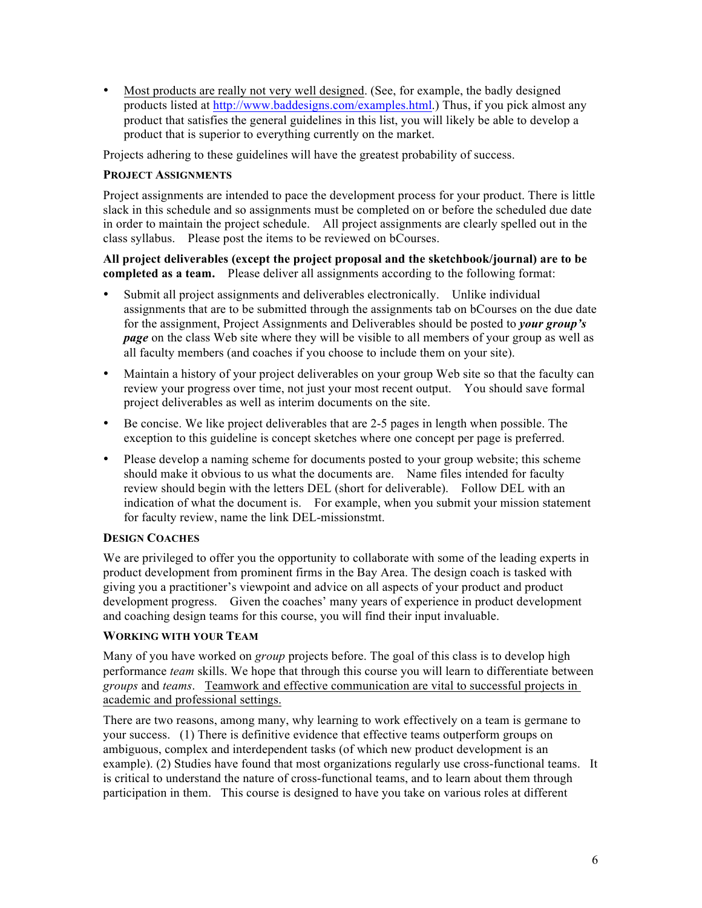- Most products are really not very well designed. (See, for example, the badly designed products listed at http://www.baddesigns.com/examples.html.) Thus, if you pick almost any product that satisfies the general guidelines in this list, you will likely be able to develop a product that is superior to everything currently on the market.

Projects adhering to these guidelines will have the greatest probability of success.

### PROJECT ASSIGNMENTS

Project assignments are intended to pace the development process for your product. There is little slack in this schedule and so assignments must be completed on or before the scheduled due date in order to maintain the project schedule. All project assignments are clearly spelled out in the class syllabus. Please post the items to be reviewed on bCourses.

**All project deliverables (except the project proposal and the sketchbook/journal) are to be completed as a team.** Please deliver all assignments according to the following format:

- Submit all project assignments and deliverables electronically. Unlike individual assignments that are to be submitted through the assignments tab on bCourses on the due date for the assignment, Project Assignments and Deliverables should be posted to ***your group's page*** on the class Web site where they will be visible to all members of your group as well as all faculty members (and coaches if you choose to include them on your site).
- Maintain a history of your project deliverables on your group Web site so that the faculty can review your progress over time, not just your most recent output. You should save formal project deliverables as well as interim documents on the site.
- Be concise. We like project deliverables that are 2-5 pages in length when possible. The exception to this guideline is concept sketches where one concept per page is preferred.
- Please develop a naming scheme for documents posted to your group website; this scheme should make it obvious to us what the documents are. Name files intended for faculty review should begin with the letters DEL (short for deliverable). Follow DEL with an indication of what the document is. For example, when you submit your mission statement for faculty review, name the link DEL-missionstmt.

### DESIGN COACHES

We are privileged to offer you the opportunity to collaborate with some of the leading experts in product development from prominent firms in the Bay Area. The design coach is tasked with giving you a practitioner's viewpoint and advice on all aspects of your product and product development progress. Given the coaches' many years of experience in product development and coaching design teams for this course, you will find their input invaluable.

### WORKING WITH YOUR TEAM

Many of you have worked on *group* projects before. The goal of this class is to develop high performance *team* skills. We hope that through this course you will learn to differentiate between *groups* and *teams*. Teamwork and effective communication are vital to successful projects in academic and professional settings.

There are two reasons, among many, why learning to work effectively on a team is germane to your success. (1) There is definitive evidence that effective teams outperform groups on ambiguous, complex and interdependent tasks (of which new product development is an example). (2) Studies have found that most organizations regularly use cross-functional teams. It is critical to understand the nature of cross-functional teams, and to learn about them through participation in them. This course is designed to have you take on various roles at different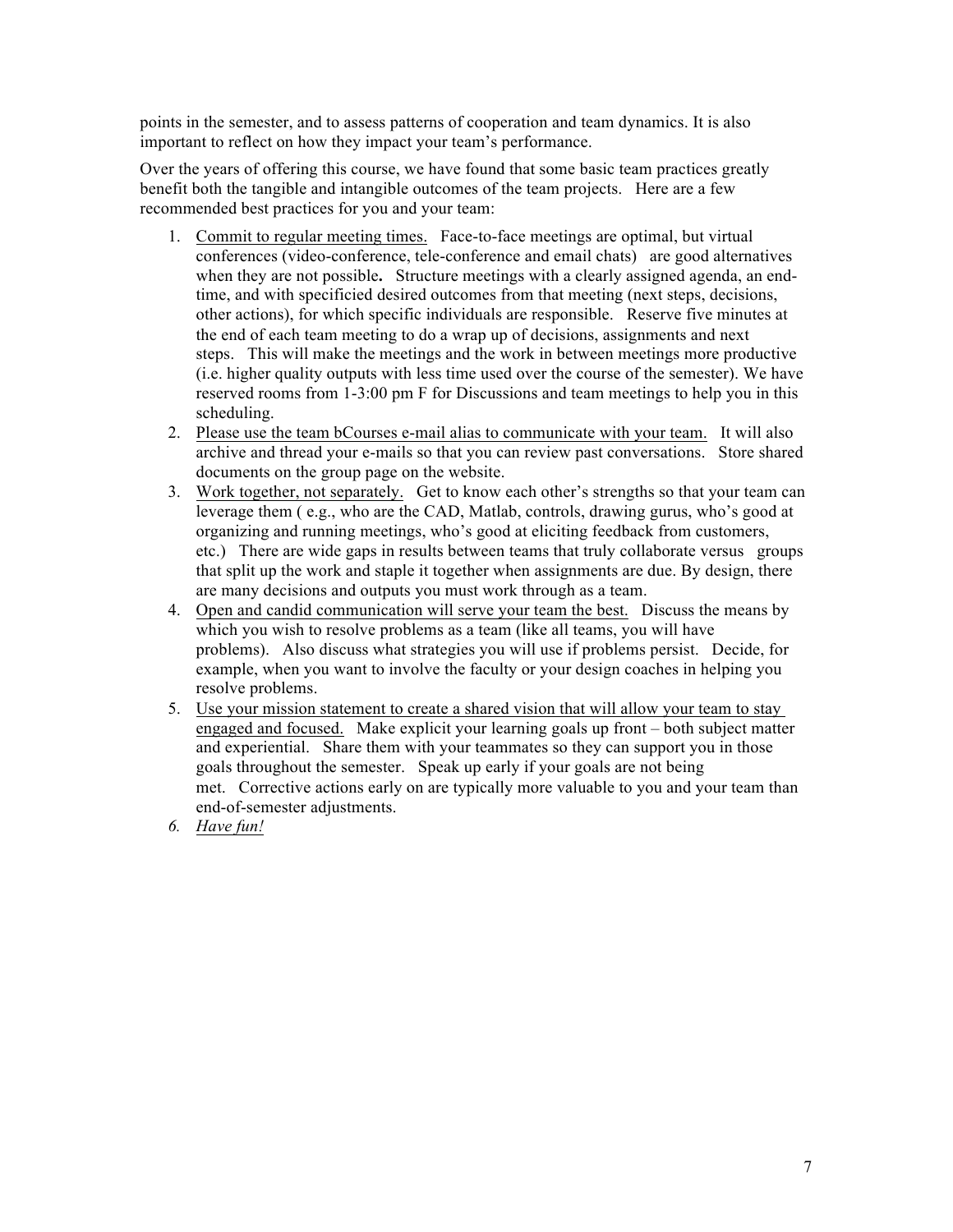points in the semester, and to assess patterns of cooperation and team dynamics. It is also important to reflect on how they impact your team's performance.

Over the years of offering this course, we have found that some basic team practices greatly benefit both the tangible and intangible outcomes of the team projects. Here are a few recommended best practices for you and your team:

1. Commit to regular meeting times. Face-to-face meetings are optimal, but virtual conferences (video-conference, tele-conference and email chats) are good alternatives when they are not possible**.** Structure meetings with a clearly assigned agenda, an end-time, and with specificied desired outcomes from that meeting (next steps, decisions, other actions), for which specific individuals are responsible. Reserve five minutes at the end of each team meeting to do a wrap up of decisions, assignments and next steps. This will make the meetings and the work in between meetings more productive (i.e. higher quality outputs with less time used over the course of the semester). We have reserved rooms from 1-3:00 pm F for Discussions and team meetings to help you in this scheduling.
2. Please use the team bCourses e-mail alias to communicate with your team. It will also archive and thread your e-mails so that you can review past conversations. Store shared documents on the group page on the website.
3. Work together, not separately. Get to know each other's strengths so that your team can leverage them ( e.g., who are the CAD, Matlab, controls, drawing gurus, who's good at organizing and running meetings, who's good at eliciting feedback from customers, etc.) There are wide gaps in results between teams that truly collaborate versus groups that split up the work and staple it together when assignments are due. By design, there are many decisions and outputs you must work through as a team.
4. Open and candid communication will serve your team the best. Discuss the means by which you wish to resolve problems as a team (like all teams, you will have problems). Also discuss what strategies you will use if problems persist. Decide, for example, when you want to involve the faculty or your design coaches in helping you resolve problems.
5. Use your mission statement to create a shared vision that will allow your team to stay engaged and focused. Make explicit your learning goals up front – both subject matter and experiential. Share them with your teammates so they can support you in those goals throughout the semester. Speak up early if your goals are not being met. Corrective actions early on are typically more valuable to you and your team than end-of-semester adjustments.
6. *Have fun!*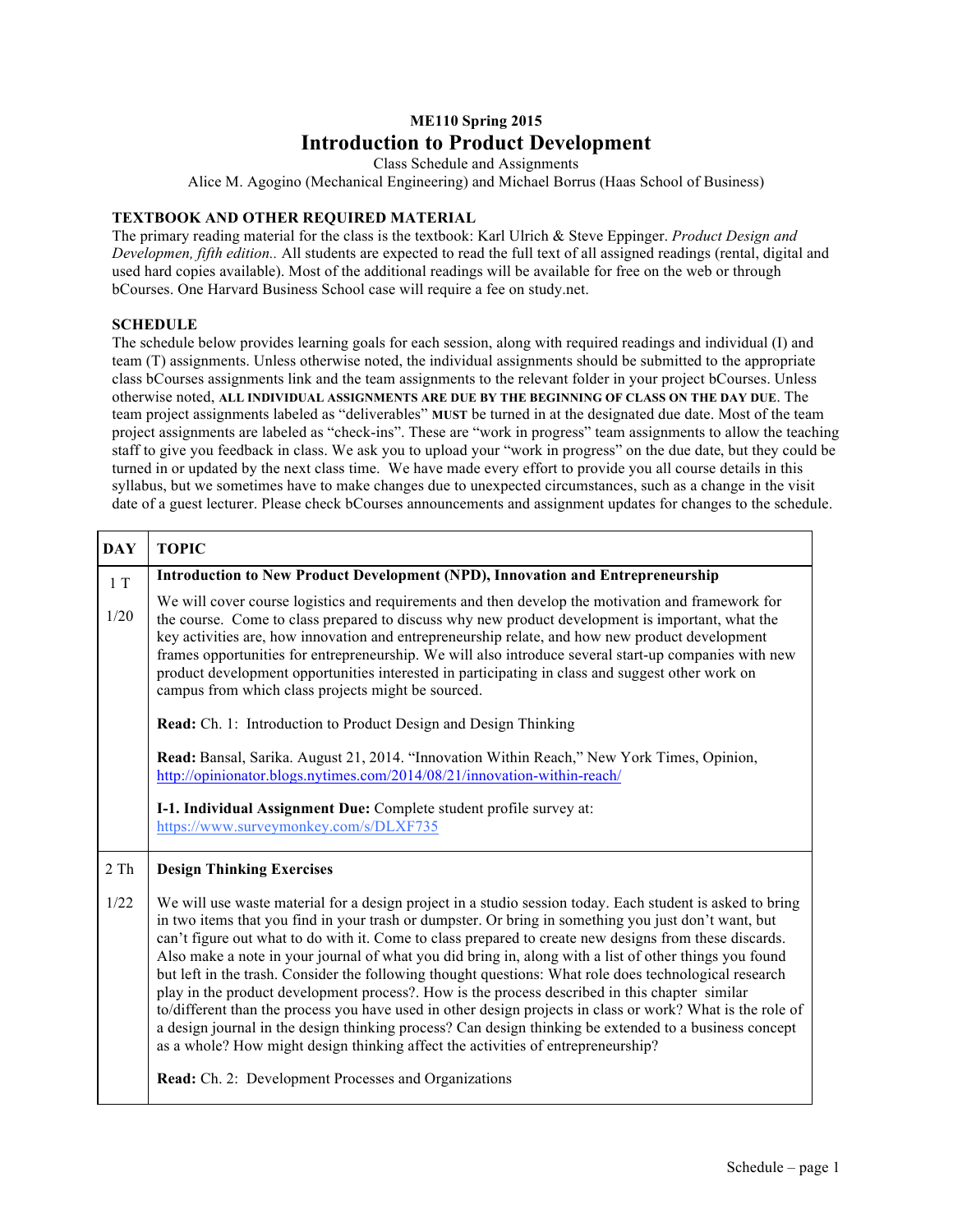**ME110 Spring 2015**

# Introduction to Product Development

Class Schedule and Assignments

Alice M. Agogino (Mechanical Engineering) and Michael Borrus (Haas School of Business)

## TEXTBOOK AND OTHER REQUIRED MATERIAL

The primary reading material for the class is the textbook: Karl Ulrich & Steve Eppinger. *Product Design and Developmen, fifth edition..* All students are expected to read the full text of all assigned readings (rental, digital and used hard copies available). Most of the additional readings will be available for free on the web or through bCourses. One Harvard Business School case will require a fee on study.net.

## SCHEDULE

The schedule below provides learning goals for each session, along with required readings and individual (I) and team (T) assignments. Unless otherwise noted, the individual assignments should be submitted to the appropriate class bCourses assignments link and the team assignments to the relevant folder in your project bCourses. Unless otherwise noted, **ALL INDIVIDUAL ASSIGNMENTS ARE DUE BY THE BEGINNING OF CLASS ON THE DAY DUE**. The team project assignments labeled as "deliverables" **MUST** be turned in at the designated due date. Most of the team project assignments are labeled as "check-ins". These are "work in progress" team assignments to allow the teaching staff to give you feedback in class. We ask you to upload your "work in progress" on the due date, but they could be turned in or updated by the next class time. We have made every effort to provide you all course details in this syllabus, but we sometimes have to make changes due to unexpected circumstances, such as a change in the visit date of a guest lecturer. Please check bCourses announcements and assignment updates for changes to the schedule.

| DAY | TOPIC |
|---|---|
| 1 T<br><br>1/20 | **Introduction to New Product Development (NPD), Innovation and Entrepreneurship**<br><br>We will cover course logistics and requirements and then develop the motivation and framework for the course. Come to class prepared to discuss why new product development is important, what the key activities are, how innovation and entrepreneurship relate, and how new product development frames opportunities for entrepreneurship. We will also introduce several start-up companies with new product development opportunities interested in participating in class and suggest other work on campus from which class projects might be sourced.<br><br>**Read:** Ch. 1: Introduction to Product Design and Design Thinking<br><br>**Read:** Bansal, Sarika. August 21, 2014. "Innovation Within Reach," New York Times, Opinion, http://opinionator.blogs.nytimes.com/2014/08/21/innovation-within-reach/<br><br>**I-1. Individual Assignment Due:** Complete student profile survey at: https://www.surveymonkey.com/s/DLXF735 |
| 2 Th<br><br>1/22 | **Design Thinking Exercises**<br><br>We will use waste material for a design project in a studio session today. Each student is asked to bring in two items that you find in your trash or dumpster. Or bring in something you just don't want, but can't figure out what to do with it. Come to class prepared to create new designs from these discards. Also make a note in your journal of what you did bring in, along with a list of other things you found but left in the trash. Consider the following thought questions: What role does technological research play in the product development process?. How is the process described in this chapter similar to/different than the process you have used in other design projects in class or work? What is the role of a design journal in the design thinking process? Can design thinking be extended to a business concept as a whole? How might design thinking affect the activities of entrepreneurship?<br><br>**Read:** Ch. 2: Development Processes and Organizations |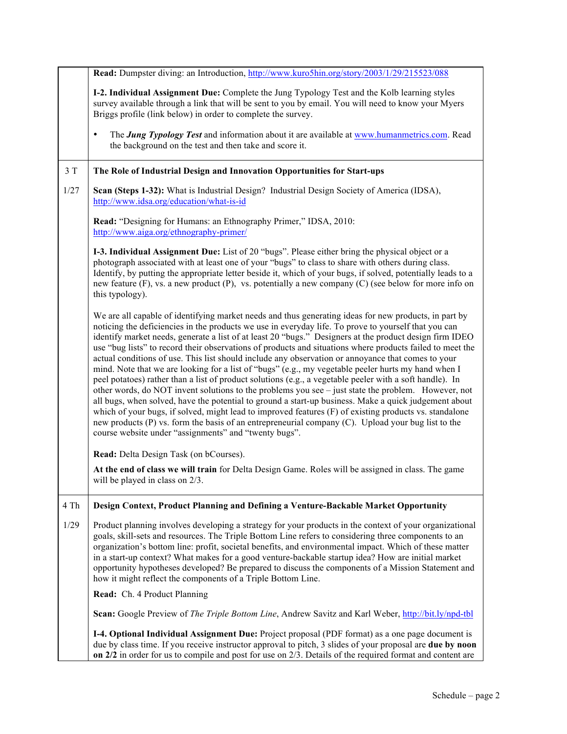| | |
|---|---|
| | **Read:** Dumpster diving: an Introduction, http://www.kuro5hin.org/story/2003/1/29/215523/088<br><br>**I-2. Individual Assignment Due:** Complete the Jung Typology Test and the Kolb learning styles survey available through a link that will be sent to you by email. You will need to know your Myers Briggs profile (link below) in order to complete the survey.<br><br>• The ***Jung Typology Test*** and information about it are available at www.humanmetrics.com. Read the background on the test and then take and score it. |
| 3 T<br><br>1/27 | **The Role of Industrial Design and Innovation Opportunities for Start-ups**<br><br>**Scan (Steps 1-32):** What is Industrial Design? Industrial Design Society of America (IDSA), http://www.idsa.org/education/what-is-id<br><br>**Read:** "Designing for Humans: an Ethnography Primer," IDSA, 2010: http://www.aiga.org/ethnography-primer/<br><br>**I-3. Individual Assignment Due:** List of 20 "bugs". Please either bring the physical object or a photograph associated with at least one of your "bugs" to class to share with others during class. Identify, by putting the appropriate letter beside it, which of your bugs, if solved, potentially leads to a new feature (F), vs. a new product (P), vs. potentially a new company (C) (see below for more info on this typology).<br><br>We are all capable of identifying market needs and thus generating ideas for new products, in part by noticing the deficiencies in the products we use in everyday life. To prove to yourself that you can identify market needs, generate a list of at least 20 "bugs." Designers at the product design firm IDEO use "bug lists" to record their observations of products and situations where products failed to meet the actual conditions of use. This list should include any observation or annoyance that comes to your mind. Note that we are looking for a list of "bugs" (e.g., my vegetable peeler hurts my hand when I peel potatoes) rather than a list of product solutions (e.g., a vegetable peeler with a soft handle). In other words, do NOT invent solutions to the problems you see – just state the problem. However, not all bugs, when solved, have the potential to ground a start-up business. Make a quick judgement about which of your bugs, if solved, might lead to improved features (F) of existing products vs. standalone new products (P) vs. form the basis of an entrepreneurial company (C). Upload your bug list to the course website under "assignments" and "twenty bugs".<br><br>**Read:** Delta Design Task (on bCourses).<br><br>**At the end of class we will train** for Delta Design Game. Roles will be assigned in class. The game will be played in class on 2/3. |
| 4 Th<br><br>1/29 | **Design Context, Product Planning and Defining a Venture-Backable Market Opportunity**<br><br>Product planning involves developing a strategy for your products in the context of your organizational goals, skill-sets and resources. The Triple Bottom Line refers to considering three components to an organization's bottom line: profit, societal benefits, and environmental impact. Which of these matter in a start-up context? What makes for a good venture-backable startup idea? How are initial market opportunity hypotheses developed? Be prepared to discuss the components of a Mission Statement and how it might reflect the components of a Triple Bottom Line.<br><br>**Read:** Ch. 4 Product Planning<br><br>**Scan:** Google Preview of *The Triple Bottom Line*, Andrew Savitz and Karl Weber, http://bit.ly/npd-tbl<br><br>**I-4. Optional Individual Assignment Due:** Project proposal (PDF format) as a one page document is due by class time. If you receive instructor approval to pitch, 3 slides of your proposal are **due by noon on 2/2** in order for us to compile and post for use on 2/3. Details of the required format and content are |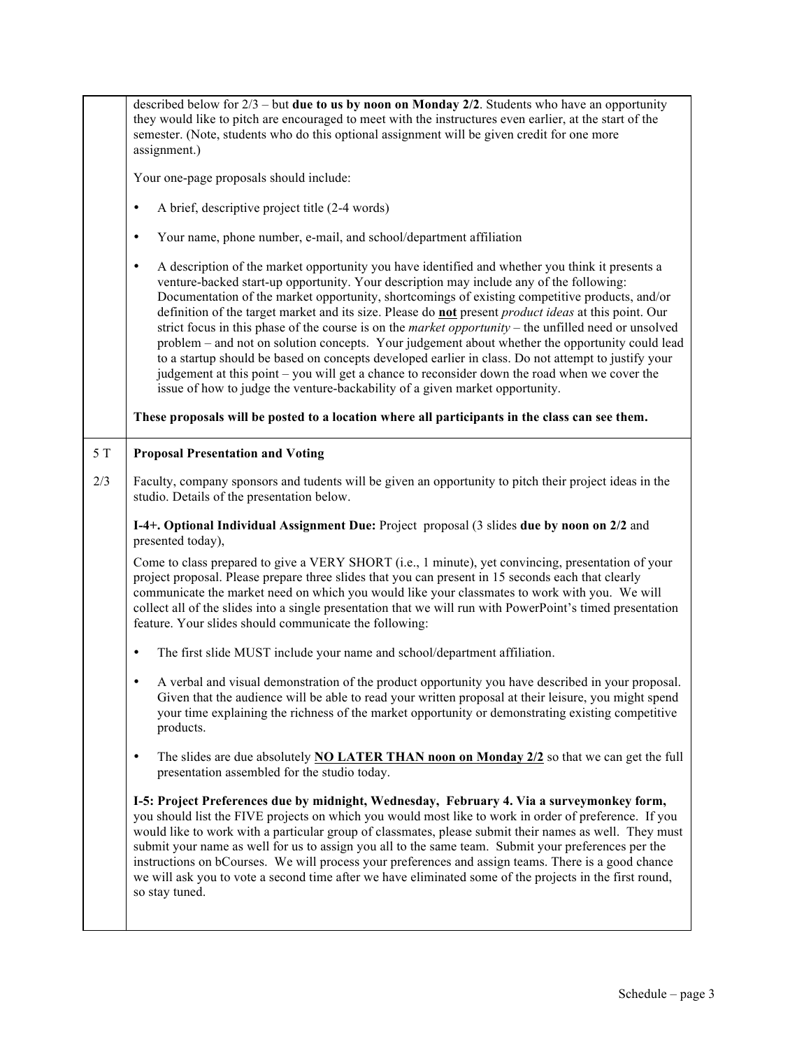| | |
|---|---|
| | described below for 2/3 – but **due to us by noon on Monday 2/2**. Students who have an opportunity they would like to pitch are encouraged to meet with the instructures even earlier, at the start of the semester. (Note, students who do this optional assignment will be given credit for one more assignment.)<br><br>Your one-page proposals should include:<br><br>• A brief, descriptive project title (2-4 words)<br><br>• Your name, phone number, e-mail, and school/department affiliation<br><br>• A description of the market opportunity you have identified and whether you think it presents a venture-backed start-up opportunity. Your description may include any of the following: Documentation of the market opportunity, shortcomings of existing competitive products, and/or definition of the target market and its size. Please do **not** present *product ideas* at this point. Our strict focus in this phase of the course is on the *market opportunity* – the unfilled need or unsolved problem – and not on solution concepts. Your judgement about whether the opportunity could lead to a startup should be based on concepts developed earlier in class. Do not attempt to justify your judgement at this point – you will get a chance to reconsider down the road when we cover the issue of how to judge the venture-backability of a given market opportunity.<br><br>**These proposals will be posted to a location where all participants in the class can see them.** |
| 5 T<br><br>2/3 | **Proposal Presentation and Voting**<br><br>Faculty, company sponsors and tudents will be given an opportunity to pitch their project ideas in the studio. Details of the presentation below.<br><br>**I-4+. Optional Individual Assignment Due:** Project proposal (3 slides **due by noon on 2/2** and presented today),<br><br>Come to class prepared to give a VERY SHORT (i.e., 1 minute), yet convincing, presentation of your project proposal. Please prepare three slides that you can present in 15 seconds each that clearly communicate the market need on which you would like your classmates to work with you. We will collect all of the slides into a single presentation that we will run with PowerPoint's timed presentation feature. Your slides should communicate the following:<br><br>• The first slide MUST include your name and school/department affiliation.<br><br>• A verbal and visual demonstration of the product opportunity you have described in your proposal. Given that the audience will be able to read your written proposal at their leisure, you might spend your time explaining the richness of the market opportunity or demonstrating existing competitive products.<br><br>• The slides are due absolutely **<u>NO LATER THAN</u> noon on <u>Monday 2/2</u>** so that we can get the full presentation assembled for the studio today.<br><br>**I-5: Project Preferences due by midnight, Wednesday, February 4. Via a surveymonkey form,** you should list the FIVE projects on which you would most like to work in order of preference. If you would like to work with a particular group of classmates, please submit their names as well. They must submit your name as well for us to assign you all to the same team. Submit your preferences per the instructions on bCourses. We will process your preferences and assign teams. There is a good chance we will ask you to vote a second time after we have eliminated some of the projects in the first round, so stay tuned. |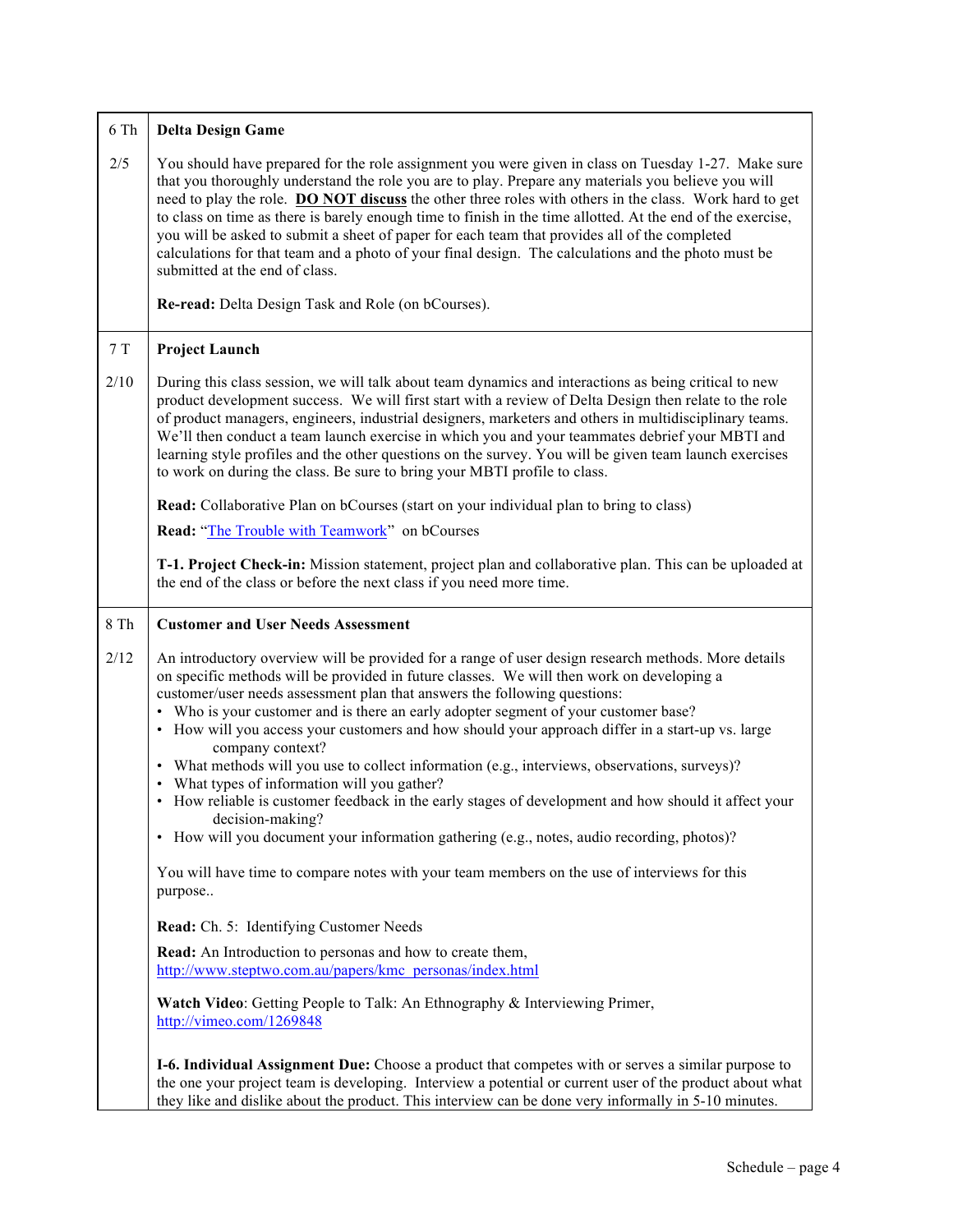| | |
|---|---|
| 6 Th<br><br>2/5 | **Delta Design Game**<br><br>You should have prepared for the role assignment you were given in class on Tuesday 1-27. Make sure that you thoroughly understand the role you are to play. Prepare any materials you believe you will need to play the role. **<u>DO NOT discuss</u>** the other three roles with others in the class. Work hard to get to class on time as there is barely enough time to finish in the time allotted. At the end of the exercise, you will be asked to submit a sheet of paper for each team that provides all of the completed calculations for that team and a photo of your final design. The calculations and the photo must be submitted at the end of class.<br><br>**Re-read:** Delta Design Task and Role (on bCourses). |
| 7 T<br><br>2/10 | **Project Launch**<br><br>During this class session, we will talk about team dynamics and interactions as being critical to new product development success. We will first start with a review of Delta Design then relate to the role of product managers, engineers, industrial designers, marketers and others in multidisciplinary teams. We'll then conduct a team launch exercise in which you and your teammates debrief your MBTI and learning style profiles and the other questions on the survey. You will be given team launch exercises to work on during the class. Be sure to bring your MBTI profile to class.<br><br>**Read:** Collaborative Plan on bCourses (start on your individual plan to bring to class)<br><br>**Read:** "The Trouble with Teamwork" on bCourses<br><br>**T-1. Project Check-in:** Mission statement, project plan and collaborative plan. This can be uploaded at the end of the class or before the next class if you need more time. |
| 8 Th<br><br>2/12 | **Customer and User Needs Assessment**<br><br>An introductory overview will be provided for a range of user design research methods. More details on specific methods will be provided in future classes. We will then work on developing a customer/user needs assessment plan that answers the following questions:<br>• Who is your customer and is there an early adopter segment of your customer base?<br>• How will you access your customers and how should your approach differ in a start-up vs. large company context?<br>• What methods will you use to collect information (e.g., interviews, observations, surveys)?<br>• What types of information will you gather?<br>• How reliable is customer feedback in the early stages of development and how should it affect your decision-making?<br>• How will you document your information gathering (e.g., notes, audio recording, photos)?<br><br>You will have time to compare notes with your team members on the use of interviews for this purpose..<br><br>**Read:** Ch. 5: Identifying Customer Needs<br><br>**Read:** An Introduction to personas and how to create them, http://www.steptwo.com.au/papers/kmc_personas/index.html<br><br>**Watch Video**: Getting People to Talk: An Ethnography & Interviewing Primer, http://vimeo.com/1269848<br><br>**I-6. Individual Assignment Due:** Choose a product that competes with or serves a similar purpose to the one your project team is developing. Interview a potential or current user of the product about what they like and dislike about the product. This interview can be done very informally in 5-10 minutes. |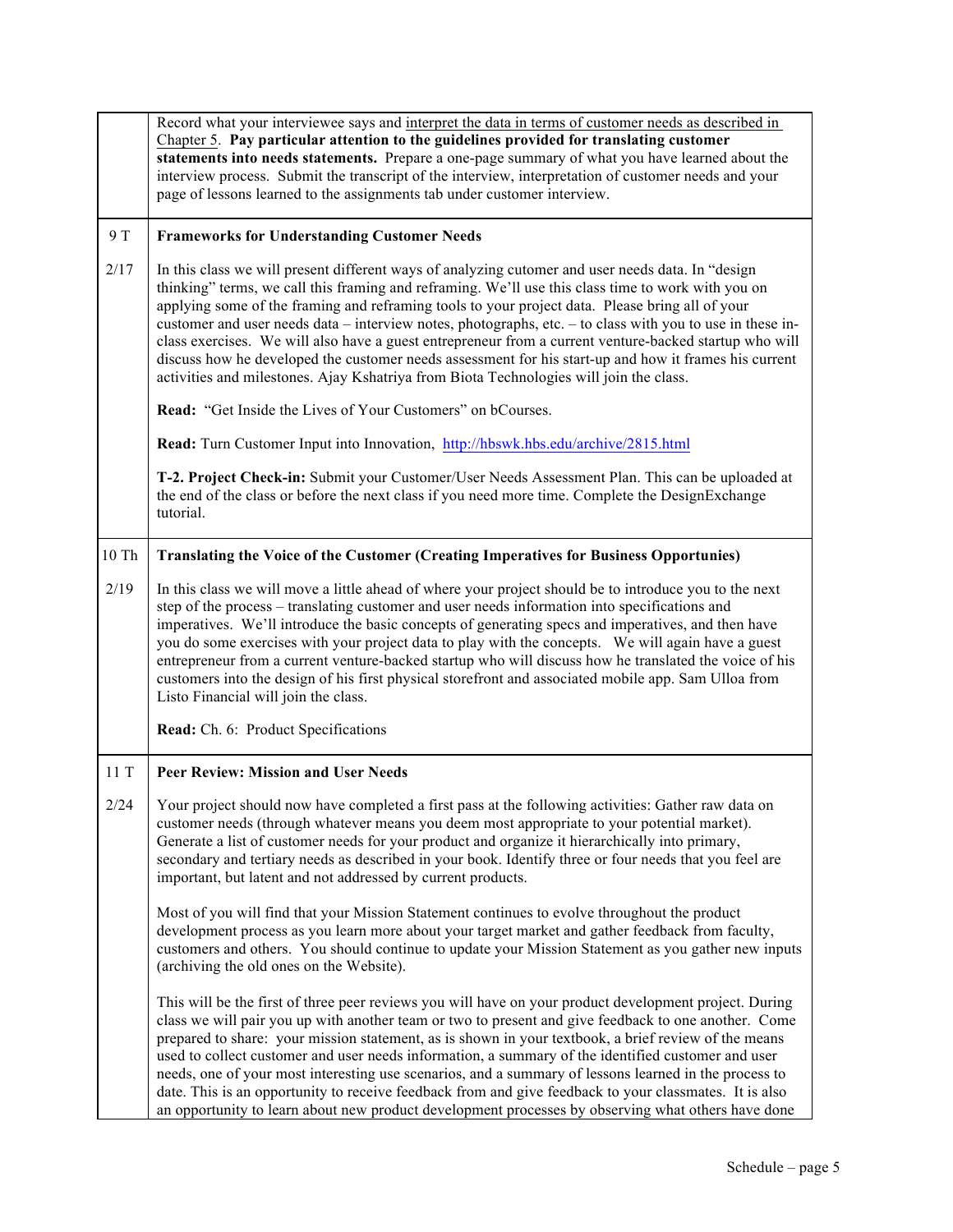| | |
|---|---|
| | Record what your interviewee says and <u>interpret the data in terms of customer needs as described in Chapter 5</u>. **Pay particular attention to the guidelines provided for translating customer statements into needs statements.** Prepare a one-page summary of what you have learned about the interview process. Submit the transcript of the interview, interpretation of customer needs and your page of lessons learned to the assignments tab under customer interview. |
| 9 T<br><br>2/17 | **Frameworks for Understanding Customer Needs**<br><br>In this class we will present different ways of analyzing cutomer and user needs data. In "design thinking" terms, we call this framing and reframing. We'll use this class time to work with you on applying some of the framing and reframing tools to your project data. Please bring all of your customer and user needs data – interview notes, photographs, etc. – to class with you to use in these in-class exercises. We will also have a guest entrepreneur from a current venture-backed startup who will discuss how he developed the customer needs assessment for his start-up and how it frames his current activities and milestones. Ajay Kshatriya from Biota Technologies will join the class.<br><br>**Read:** "Get Inside the Lives of Your Customers" on bCourses.<br><br>**Read:** Turn Customer Input into Innovation, http://hbswk.hbs.edu/archive/2815.html<br><br>**T-2. Project Check-in:** Submit your Customer/User Needs Assessment Plan. This can be uploaded at the end of the class or before the next class if you need more time. Complete the DesignExchange tutorial. |
| 10 Th<br><br>2/19 | **Translating the Voice of the Customer (Creating Imperatives for Business Opportunities)**<br><br>In this class we will move a little ahead of where your project should be to introduce you to the next step of the process – translating customer and user needs information into specifications and imperatives. We'll introduce the basic concepts of generating specs and imperatives, and then have you do some exercises with your project data to play with the concepts. We will again have a guest entrepreneur from a current venture-backed startup who will discuss how he translated the voice of his customers into the design of his first physical storefront and associated mobile app. Sam Ulloa from Listo Financial will join the class.<br><br>**Read:** Ch. 6: Product Specifications |
| 11 T<br><br>2/24 | **Peer Review: Mission and User Needs**<br><br>Your project should now have completed a first pass at the following activities: Gather raw data on customer needs (through whatever means you deem most appropriate to your potential market). Generate a list of customer needs for your product and organize it hierarchically into primary, secondary and tertiary needs as described in your book. Identify three or four needs that you feel are important, but latent and not addressed by current products.<br><br>Most of you will find that your Mission Statement continues to evolve throughout the product development process as you learn more about your target market and gather feedback from faculty, customers and others. You should continue to update your Mission Statement as you gather new inputs (archiving the old ones on the Website).<br><br>This will be the first of three peer reviews you will have on your product development project. During class we will pair you up with another team or two to present and give feedback to one another. Come prepared to share: your mission statement, as is shown in your textbook, a brief review of the means used to collect customer and user needs information, a summary of the identified customer and user needs, one of your most interesting use scenarios, and a summary of lessons learned in the process to date. This is an opportunity to receive feedback from and give feedback to your classmates. It is also an opportunity to learn about new product development processes by observing what others have done |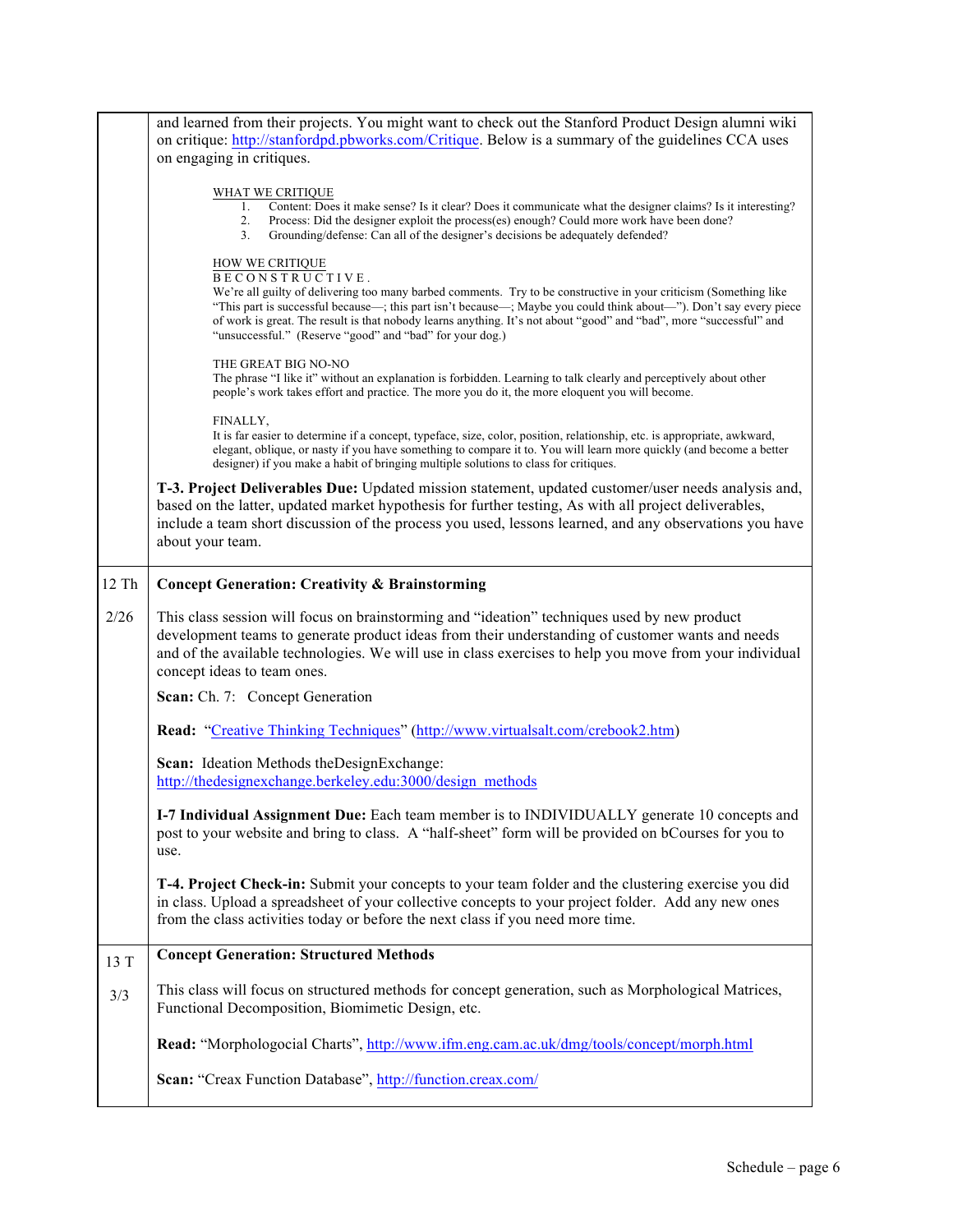| | |
|---|---|
| | and learned from their projects. You might want to check out the Stanford Product Design alumni wiki on critique: http://stanfordpd.pbworks.com/Critique. Below is a summary of the guidelines CCA uses on engaging in critiques.<br><br>WHAT WE CRITIQUE<br>1. Content: Does it make sense? Is it clear? Does it communicate what the designer claims? Is it interesting?<br>2. Process: Did the designer exploit the process(es) enough? Could more work have been done?<br>3. Grounding/defense: Can all of the designer's decisions be adequately defended?<br><br>HOW WE CRITIQUE<br>B E C O N S T R U C T I V E .<br>We're all guilty of delivering too many barbed comments. Try to be constructive in your criticism (Something like "This part is successful because—; this part isn't because—; Maybe you could think about—"). Don't say every piece of work is great. The result is that nobody learns anything. It's not about "good" and "bad", more "successful" and "unsuccessful." (Reserve "good" and "bad" for your dog.)<br><br>THE GREAT BIG NO-NO<br>The phrase "I like it" without an explanation is forbidden. Learning to talk clearly and perceptively about other people's work takes effort and practice. The more you do it, the more eloquent you will become.<br><br>FINALLY,<br>It is far easier to determine if a concept, typeface, size, color, position, relationship, etc. is appropriate, awkward, elegant, oblique, or nasty if you have something to compare it to. You will learn more quickly (and become a better designer) if you make a habit of bringing multiple solutions to class for critiques.<br><br>**T-3. Project Deliverables Due:** Updated mission statement, updated customer/user needs analysis and, based on the latter, updated market hypothesis for further testing, As with all project deliverables, include a team short discussion of the process you used, lessons learned, and any observations you have about your team. |
| 12 Th<br><br>2/26 | **Concept Generation: Creativity & Brainstorming**<br><br>This class session will focus on brainstorming and "ideation" techniques used by new product development teams to generate product ideas from their understanding of customer wants and needs and of the available technologies. We will use in class exercises to help you move from your individual concept ideas to team ones.<br><br>**Scan:** Ch. 7: Concept Generation<br><br>**Read:** "Creative Thinking Techniques" (http://www.virtualsalt.com/crebook2.htm)<br><br>**Scan:** Ideation Methods theDesignExchange: http://thedesignexchange.berkeley.edu:3000/design_methods<br><br>**I-7 Individual Assignment Due:** Each team member is to INDIVIDUALLY generate 10 concepts and post to your website and bring to class. A "half-sheet" form will be provided on bCourses for you to use.<br><br>**T-4. Project Check-in:** Submit your concepts to your team folder and the clustering exercise you did in class. Upload a spreadsheet of your collective concepts to your project folder. Add any new ones from the class activities today or before the next class if you need more time. |
| 13 T<br><br>3/3 | **Concept Generation: Structured Methods**<br><br>This class will focus on structured methods for concept generation, such as Morphological Matrices, Functional Decomposition, Biomimetic Design, etc.<br><br>**Read:** "Morphologocial Charts", http://www.ifm.eng.cam.ac.uk/dmg/tools/concept/morph.html<br><br>**Scan:** "Creax Function Database", http://function.creax.com/ |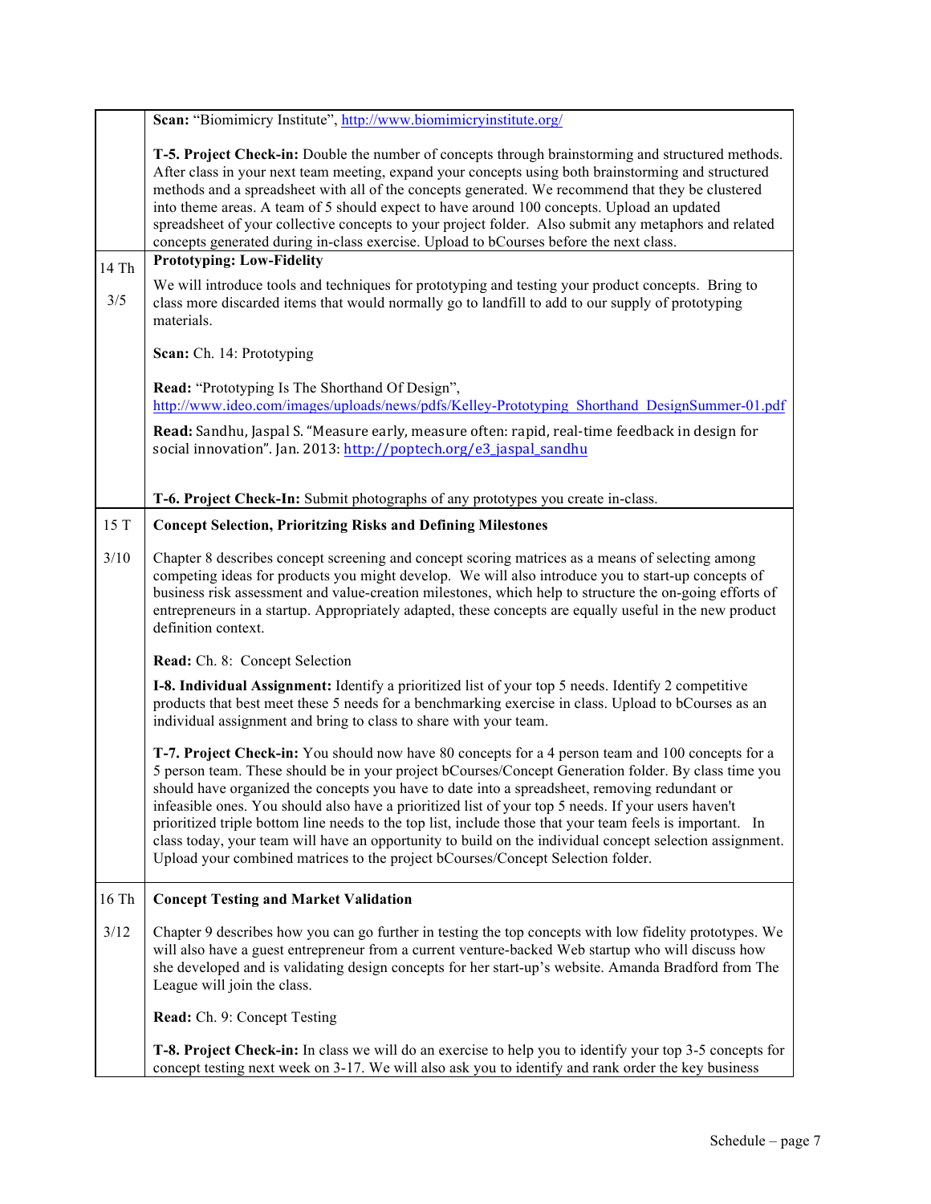| | |
|---|---|
| | **Scan:** "Biomimicry Institute", http://www.biomimicryinstitute.org/<br><br>**T-5. Project Check-in:** Double the number of concepts through brainstorming and structured methods. After class in your next team meeting, expand your concepts using both brainstorming and structured methods and a spreadsheet with all of the concepts generated. We recommend that they be clustered into theme areas. A team of 5 should expect to have around 100 concepts. Upload an updated spreadsheet of your collective concepts to your project folder. Also submit any metaphors and related concepts generated during in-class exercise. Upload to bCourses before the next class. |
| 14 Th<br><br>3/5 | **Prototyping: Low-Fidelity**<br><br>We will introduce tools and techniques for prototyping and testing your product concepts. Bring to class more discarded items that would normally go to landfill to add to our supply of prototyping materials.<br><br>**Scan:** Ch. 14: Prototyping<br><br>**Read:** "Prototyping Is The Shorthand Of Design", http://www.ideo.com/images/uploads/news/pdfs/Kelley-Prototyping_Shorthand_DesignSummer-01.pdf<br><br>**Read:** Sandhu, Jaspal S. "Measure early, measure often: rapid, real-time feedback in design for social innovation". Jan. 2013: http://poptech.org/e3_jaspal_sandhu<br><br>**T-6. Project Check-In:** Submit photographs of any prototypes you create in-class. |
| 15 T<br><br>3/10 | **Concept Selection, Prioritzing Risks and Defining Milestones**<br><br>Chapter 8 describes concept screening and concept scoring matrices as a means of selecting among competing ideas for products you might develop. We will also introduce you to start-up concepts of business risk assessment and value-creation milestones, which help to structure the on-going efforts of entrepreneurs in a startup. Appropriately adapted, these concepts are equally useful in the new product definition context.<br><br>**Read:** Ch. 8: Concept Selection<br><br>**I-8. Individual Assignment:** Identify a prioritized list of your top 5 needs. Identify 2 competitive products that best meet these 5 needs for a benchmarking exercise in class. Upload to bCourses as an individual assignment and bring to class to share with your team.<br><br>**T-7. Project Check-in:** You should now have 80 concepts for a 4 person team and 100 concepts for a 5 person team. These should be in your project bCourses/Concept Generation folder. By class time you should have organized the concepts you have to date into a spreadsheet, removing redundant or infeasible ones. You should also have a prioritized list of your top 5 needs. If your users haven't prioritized triple bottom line needs to the top list, include those that your team feels is important. In class today, your team will have an opportunity to build on the individual concept selection assignment. Upload your combined matrices to the project bCourses/Concept Selection folder. |
| 16 Th<br><br>3/12 | **Concept Testing and Market Validation**<br><br>Chapter 9 describes how you can go further in testing the top concepts with low fidelity prototypes. We will also have a guest entrepreneur from a current venture-backed Web startup who will discuss how she developed and is validating design concepts for her start-up's website. Amanda Bradford from The League will join the class.<br><br>**Read:** Ch. 9: Concept Testing<br><br>**T-8. Project Check-in:** In class we will do an exercise to help you to identify your top 3-5 concepts for concept testing next week on 3-17. We will also ask you to identify and rank order the key business |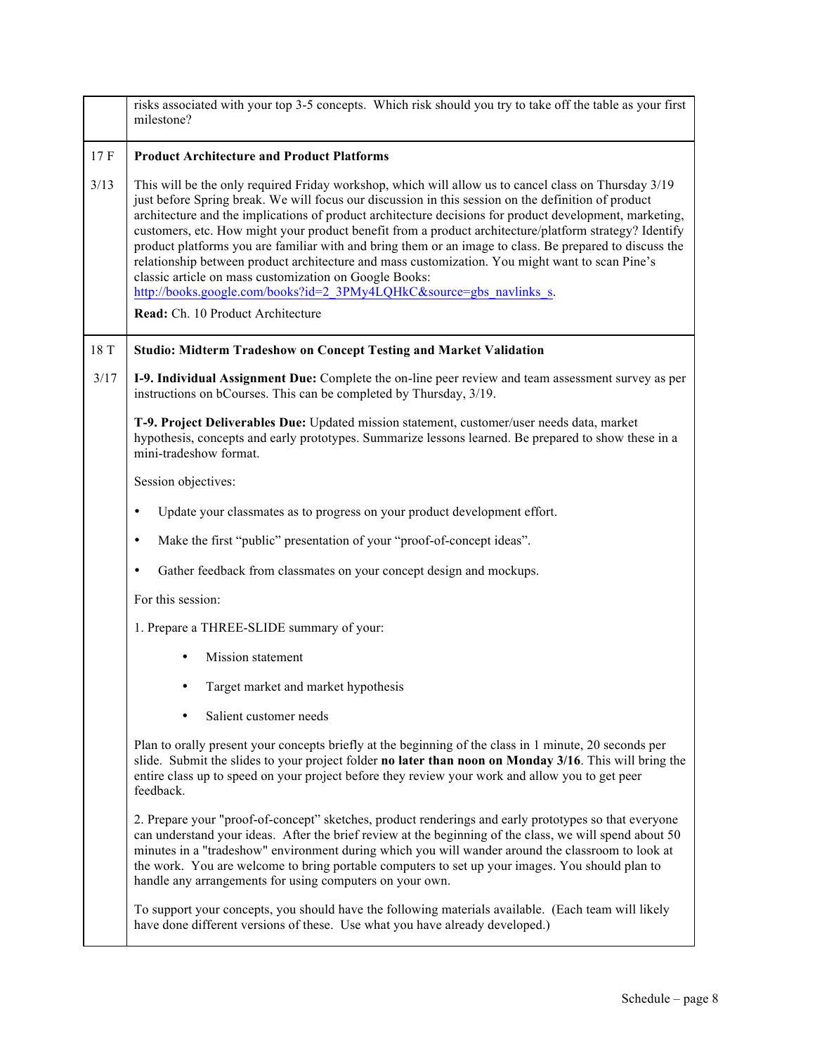| | |
|---|---|
| | risks associated with your top 3-5 concepts. Which risk should you try to take off the table as your first milestone? |
| 17 F<br><br>3/13 | **Product Architecture and Product Platforms**<br><br>This will be the only required Friday workshop, which will allow us to cancel class on Thursday 3/19 just before Spring break. We will focus our discussion in this session on the definition of product architecture and the implications of product architecture decisions for product development, marketing, customers, etc. How might your product benefit from a product architecture/platform strategy? Identify product platforms you are familiar with and bring them or an image to class. Be prepared to discuss the relationship between product architecture and mass customization. You might want to scan Pine's classic article on mass customization on Google Books: [http://books.google.com/books?id=2_3PMy4LQHkC&source=gbs_navlinks_s](http://books.google.com/books?id=2_3PMy4LQHkC&source=gbs_navlinks_s).<br><br>**Read:** Ch. 10 Product Architecture |
| 18 T<br><br>3/17 | **Studio: Midterm Tradeshow on Concept Testing and Market Validation**<br><br>**I-9. Individual Assignment Due:** Complete the on-line peer review and team assessment survey as per instructions on bCourses. This can be completed by Thursday, 3/19.<br><br>**T-9. Project Deliverables Due:** Updated mission statement, customer/user needs data, market hypothesis, concepts and early prototypes. Summarize lessons learned. Be prepared to show these in a mini-tradeshow format.<br><br>Session objectives:<br><br>• Update your classmates as to progress on your product development effort.<br><br>• Make the first "public" presentation of your "proof-of-concept ideas".<br><br>• Gather feedback from classmates on your concept design and mockups.<br><br>For this session:<br><br>1. Prepare a THREE-SLIDE summary of your:<br><br>• Mission statement<br><br>• Target market and market hypothesis<br><br>• Salient customer needs<br><br>Plan to orally present your concepts briefly at the beginning of the class in 1 minute, 20 seconds per slide. Submit the slides to your project folder **no later than noon on Monday 3/16**. This will bring the entire class up to speed on your project before they review your work and allow you to get peer feedback.<br><br>2. Prepare your "proof-of-concept" sketches, product renderings and early prototypes so that everyone can understand your ideas. After the brief review at the beginning of the class, we will spend about 50 minutes in a "tradeshow" environment during which you will wander around the classroom to look at the work. You are welcome to bring portable computers to set up your images. You should plan to handle any arrangements for using computers on your own.<br><br>To support your concepts, you should have the following materials available. (Each team will likely have done different versions of these. Use what you have already developed.) |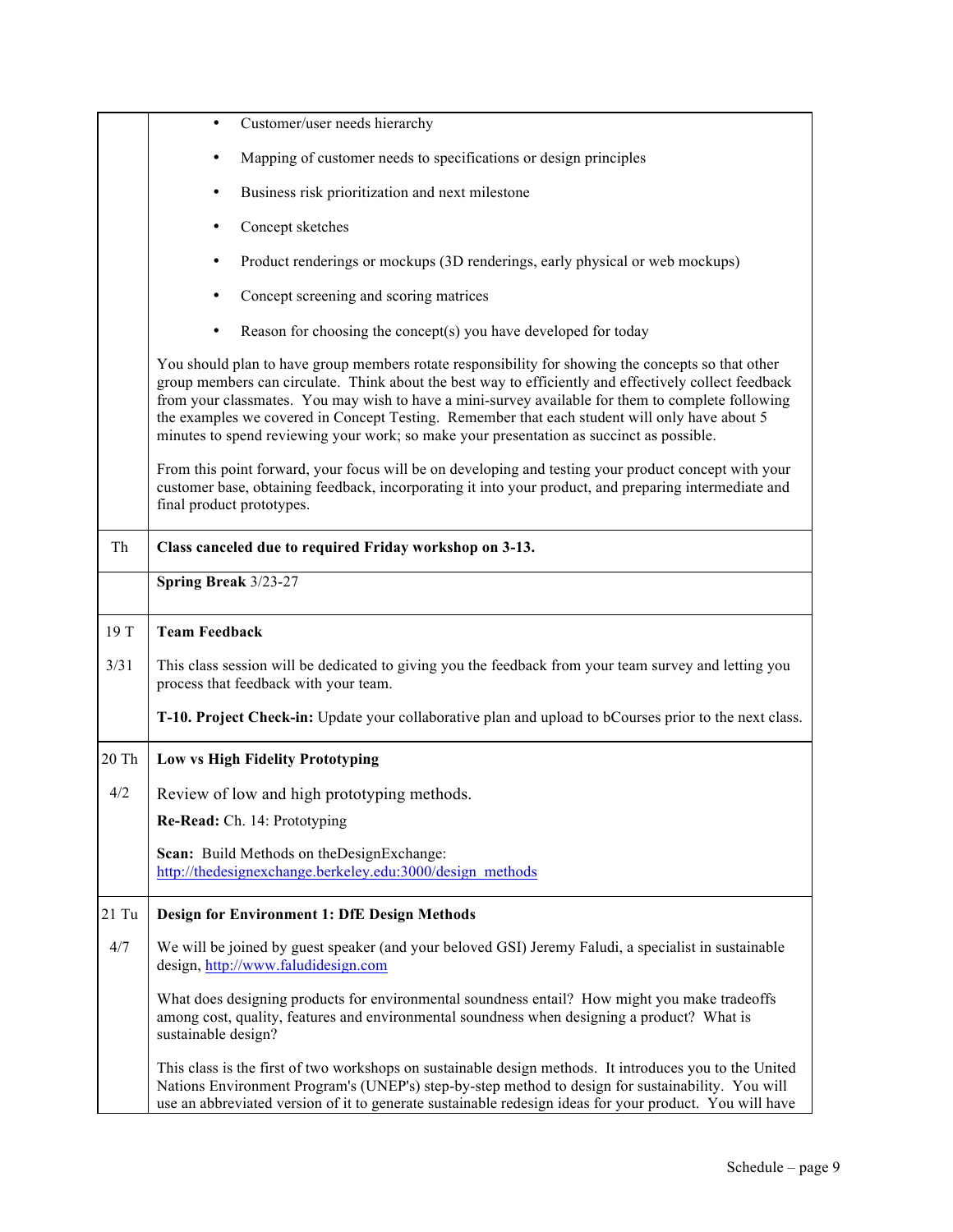| | |
|---|---|
| | • Customer/user needs hierarchy<br><br>• Mapping of customer needs to specifications or design principles<br><br>• Business risk prioritization and next milestone<br><br>• Concept sketches<br><br>• Product renderings or mockups (3D renderings, early physical or web mockups)<br><br>• Concept screening and scoring matrices<br><br>• Reason for choosing the concept(s) you have developed for today<br><br>You should plan to have group members rotate responsibility for showing the concepts so that other group members can circulate. Think about the best way to efficiently and effectively collect feedback from your classmates. You may wish to have a mini-survey available for them to complete following the examples we covered in Concept Testing. Remember that each student will only have about 5 minutes to spend reviewing your work; so make your presentation as succinct as possible.<br><br>From this point forward, your focus will be on developing and testing your product concept with your customer base, obtaining feedback, incorporating it into your product, and preparing intermediate and final product prototypes. |
| Th | **Class canceled due to required Friday workshop on 3-13.** |
| | **Spring Break** 3/23-27 |
| 19 T<br><br>3/31 | **Team Feedback**<br><br>This class session will be dedicated to giving you the feedback from your team survey and letting you process that feedback with your team.<br><br>**T-10. Project Check-in:** Update your collaborative plan and upload to bCourses prior to the next class. |
| 20 Th<br><br>4/2 | **Low vs High Fidelity Prototyping**<br><br>Review of low and high prototyping methods.<br><br>**Re-Read:** Ch. 14: Prototyping<br><br>**Scan:** Build Methods on theDesignExchange: [http://thedesignexchange.berkeley.edu:3000/design_methods](http://thedesignexchange.berkeley.edu:3000/design_methods) |
| 21 Tu<br><br>4/7 | **Design for Environment 1: DfE Design Methods**<br><br>We will be joined by guest speaker (and your beloved GSI) Jeremy Faludi, a specialist in sustainable design, [http://www.faludidesign.com](http://www.faludidesign.com)<br><br>What does designing products for environmental soundness entail? How might you make tradeoffs among cost, quality, features and environmental soundness when designing a product? What is sustainable design?<br><br>This class is the first of two workshops on sustainable design methods. It introduces you to the United Nations Environment Program's (UNEP's) step-by-step method to design for sustainability. You will use an abbreviated version of it to generate sustainable redesign ideas for your product. You will have |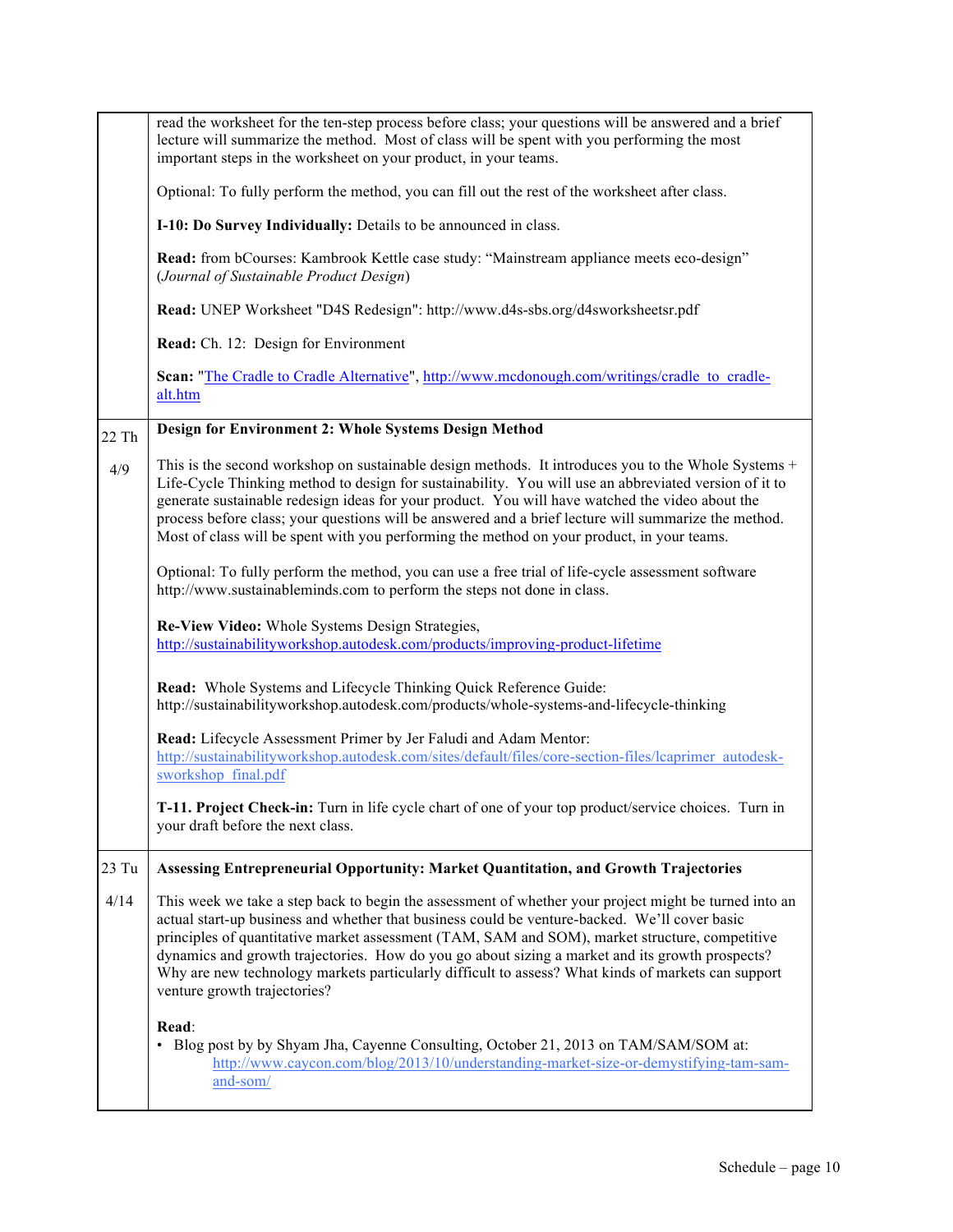| | |
|---|---|
| | read the worksheet for the ten-step process before class; your questions will be answered and a brief lecture will summarize the method. Most of class will be spent with you performing the most important steps in the worksheet on your product, in your teams.<br><br>Optional: To fully perform the method, you can fill out the rest of the worksheet after class.<br><br>**I-10: Do Survey Individually:** Details to be announced in class.<br><br>**Read:** from bCourses: Kambrook Kettle case study: "Mainstream appliance meets eco-design" (*Journal of Sustainable Product Design*)<br><br>**Read:** UNEP Worksheet "D4S Redesign": http://www.d4s-sbs.org/d4sworksheetsr.pdf<br><br>**Read:** Ch. 12: Design for Environment<br><br>**Scan:** "The Cradle to Cradle Alternative", http://www.mcdonough.com/writings/cradle_to_cradle-alt.htm |
| 22 Th<br><br>4/9 | **Design for Environment 2: Whole Systems Design Method**<br><br>This is the second workshop on sustainable design methods. It introduces you to the Whole Systems + Life-Cycle Thinking method to design for sustainability. You will use an abbreviated version of it to generate sustainable redesign ideas for your product. You will have watched the video about the process before class; your questions will be answered and a brief lecture will summarize the method. Most of class will be spent with you performing the method on your product, in your teams.<br><br>Optional: To fully perform the method, you can use a free trial of life-cycle assessment software http://www.sustainableminds.com to perform the steps not done in class.<br><br>**Re-View Video:** Whole Systems Design Strategies, http://sustainabilityworkshop.autodesk.com/products/improving-product-lifetime<br><br>**Read:** Whole Systems and Lifecycle Thinking Quick Reference Guide: http://sustainabilityworkshop.autodesk.com/products/whole-systems-and-lifecycle-thinking<br><br>**Read:** Lifecycle Assessment Primer by Jer Faludi and Adam Mentor: http://sustainabilityworkshop.autodesk.com/sites/default/files/core-section-files/lcaprimer_autodesk-sworkshop_final.pdf<br><br>**T-11. Project Check-in:** Turn in life cycle chart of one of your top product/service choices. Turn in your draft before the next class. |
| 23 Tu<br><br>4/14 | **Assessing Entrepreneurial Opportunity: Market Quantitation, and Growth Trajectories**<br><br>This week we take a step back to begin the assessment of whether your project might be turned into an actual start-up business and whether that business could be venture-backed. We'll cover basic principles of quantitative market assessment (TAM, SAM and SOM), market structure, competitive dynamics and growth trajectories. How do you go about sizing a market and its growth prospects? Why are new technology markets particularly difficult to assess? What kinds of markets can support venture growth trajectories?<br><br>**Read**:<br>• Blog post by by Shyam Jha, Cayenne Consulting, October 21, 2013 on TAM/SAM/SOM at: http://www.caycon.com/blog/2013/10/understanding-market-size-or-demystifying-tam-sam-and-som/ |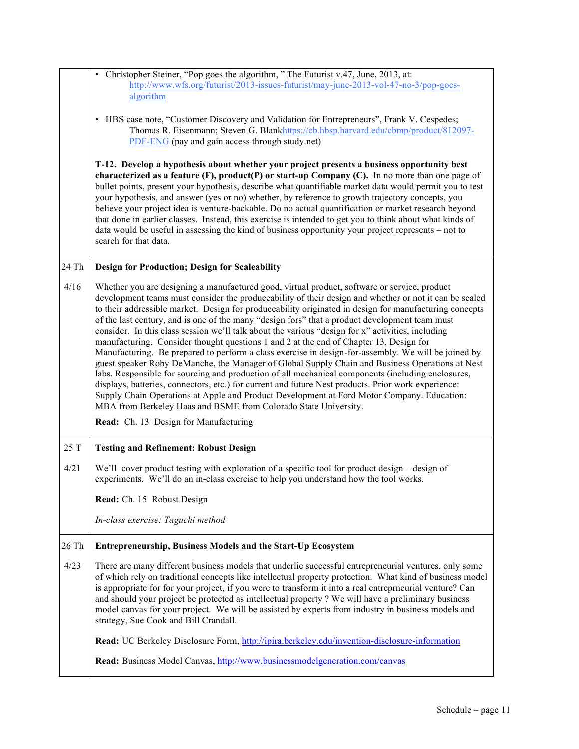| | |
|---|---|
| | • Christopher Steiner, "Pop goes the algorithm, " The Futurist v.47, June, 2013, at: http://www.wfs.org/futurist/2013-issues-futurist/may-june-2013-vol-47-no-3/pop-goes-algorithm<br><br>• HBS case note, "Customer Discovery and Validation for Entrepreneurs", Frank V. Cespedes; Thomas R. Eisenmann; Steven G. Blankhttps://cb.hbsp.harvard.edu/cbmp/product/812097-PDF-ENG (pay and gain access through study.net)<br><br>**T-12. Develop a hypothesis about whether your project presents a business opportunity best characterized as a feature (F), product(P) or start-up Company (C).** In no more than one page of bullet points, present your hypothesis, describe what quantifiable market data would permit you to test your hypothesis, and answer (yes or no) whether, by reference to growth trajectory concepts, you believe your project idea is venture-backable. Do no actual quantification or market research beyond that done in earlier classes. Instead, this exercise is intended to get you to think about what kinds of data would be useful in assessing the kind of business opportunity your project represents – not to search for that data. |
| 24 Th<br><br>4/16 | **Design for Production; Design for Scaleability**<br><br>Whether you are designing a manufactured good, virtual product, software or service, product development teams must consider the produceability of their design and whether or not it can be scaled to their addressible market. Design for produceability originated in design for manufacturing concepts of the last century, and is one of the many "design fors" that a product development team must consider. In this class session we'll talk about the various "design for x" activities, including manufacturing. Consider thought questions 1 and 2 at the end of Chapter 13, Design for Manufacturing. Be prepared to perform a class exercise in design-for-assembly. We will be joined by guest speaker Roby DeManche, the Manager of Global Supply Chain and Business Operations at Nest labs. Responsible for sourcing and production of all mechanical components (including enclosures, displays, batteries, connectors, etc.) for current and future Nest products. Prior work experience: Supply Chain Operations at Apple and Product Development at Ford Motor Company. Education: MBA from Berkeley Haas and BSME from Colorado State University.<br><br>**Read:** Ch. 13 Design for Manufacturing |
| 25 T<br><br>4/21 | **Testing and Refinement: Robust Design**<br><br>We'll cover product testing with exploration of a specific tool for product design – design of experiments. We'll do an in-class exercise to help you understand how the tool works.<br><br>**Read:** Ch. 15 Robust Design<br><br>*In-class exercise: Taguchi method* |
| 26 Th<br><br>4/23 | **Entrepreneurship, Business Models and the Start-Up Ecosystem**<br><br>There are many different business models that underlie successful entrepreneurial ventures, only some of which rely on traditional concepts like intellectual property protection. What kind of business model is appropriate for for your project, if you were to transform it into a real entreprneurial venture? Can and should your project be protected as intellectual property ? We will have a preliminary business model canvas for your project. We will be assisted by experts from industry in business models and strategy, Sue Cook and Bill Crandall.<br><br>**Read:** UC Berkeley Disclosure Form, http://ipira.berkeley.edu/invention-disclosure-information<br><br>**Read:** Business Model Canvas, http://www.businessmodelgeneration.com/canvas |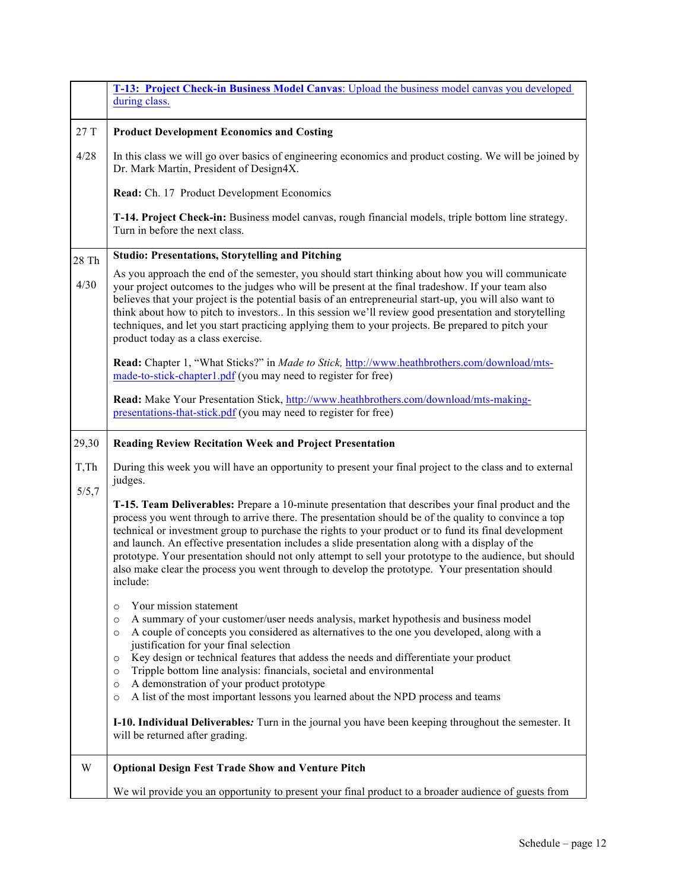| | |
|---|---|
| | [**T-13: Project Check-in Business Model Canvas**: Upload the business model canvas you developed during class.]() |
| 27 T<br><br>4/28 | **Product Development Economics and Costing**<br><br>In this class we will go over basics of engineering economics and product costing. We will be joined by Dr. Mark Martin, President of Design4X.<br><br>**Read:** Ch. 17 Product Development Economics<br><br>**T-14. Project Check-in:** Business model canvas, rough financial models, triple bottom line strategy. Turn in before the next class. |
| 28 Th<br><br>4/30 | **Studio: Presentations, Storytelling and Pitching**<br><br>As you approach the end of the semester, you should start thinking about how you will communicate your project outcomes to the judges who will be present at the final tradeshow. If your team also believes that your project is the potential basis of an entrepreneurial start-up, you will also want to think about how to pitch to investors.. In this session we'll review good presentation and storytelling techniques, and let you start practicing applying them to your projects. Be prepared to pitch your product today as a class exercise.<br><br>**Read:** Chapter 1, "What Sticks?" in *Made to Stick,* http://www.heathbrothers.com/download/mts-made-to-stick-chapter1.pdf (you may need to register for free)<br><br>**Read:** Make Your Presentation Stick, http://www.heathbrothers.com/download/mts-making-presentations-that-stick.pdf (you may need to register for free) |
| 29,30<br><br>T,Th<br><br>5/5,7 | **Reading Review Recitation Week and Project Presentation**<br><br>During this week you will have an opportunity to present your final project to the class and to external judges.<br><br>**T-15. Team Deliverables:** Prepare a 10-minute presentation that describes your final product and the process you went through to arrive there. The presentation should be of the quality to convince a top technical or investment group to purchase the rights to your product or to fund its final development and launch. An effective presentation includes a slide presentation along with a display of the prototype. Your presentation should not only attempt to sell your prototype to the audience, but should also make clear the process you went through to develop the prototype. Your presentation should include:<br><br>○ Your mission statement<br>○ A summary of your customer/user needs analysis, market hypothesis and business model<br>○ A couple of concepts you considered as alternatives to the one you developed, along with a justification for your final selection<br>○ Key design or technical features that addess the needs and differentiate your product<br>○ Tripple bottom line analysis: financials, societal and environmental<br>○ A demonstration of your product prototype<br>○ A list of the most important lessons you learned about the NPD process and teams<br><br>**I-10. Individual Deliverables*:*** Turn in the journal you have been keeping throughout the semester. It will be returned after grading. |
| W | **Optional Design Fest Trade Show and Venture Pitch**<br><br>We wil provide you an opportunity to present your final product to a broader audience of guests from |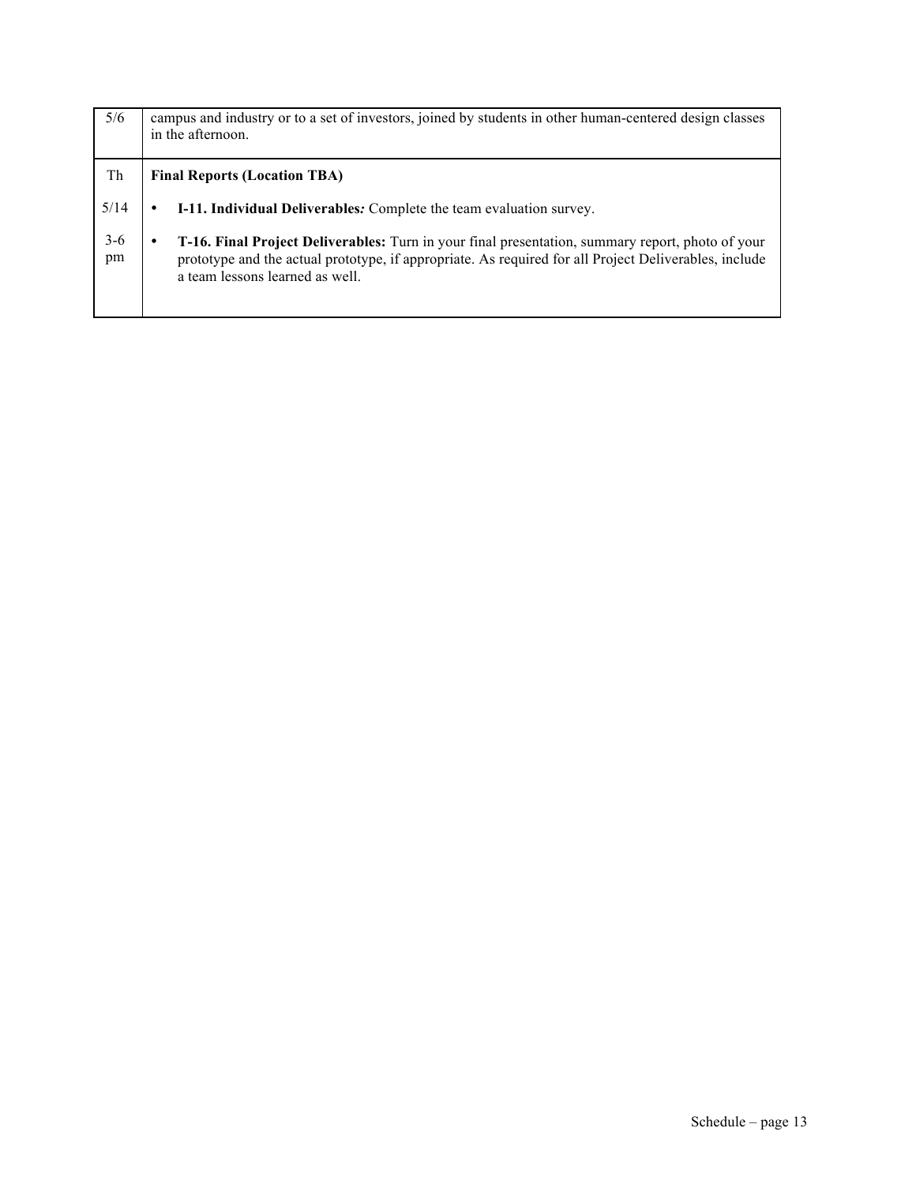| | |
|---|---|
| 5/6 | campus and industry or to a set of investors, joined by students in other human-centered design classes in the afternoon. |
| Th<br><br>5/14<br><br>3-6 pm | **Final Reports (Location TBA)**<br><br>• **I-11. Individual Deliverables*:*** Complete the team evaluation survey.<br><br>• **T-16. Final Project Deliverables:** Turn in your final presentation, summary report, photo of your prototype and the actual prototype, if appropriate. As required for all Project Deliverables, include a team lessons learned as well. |